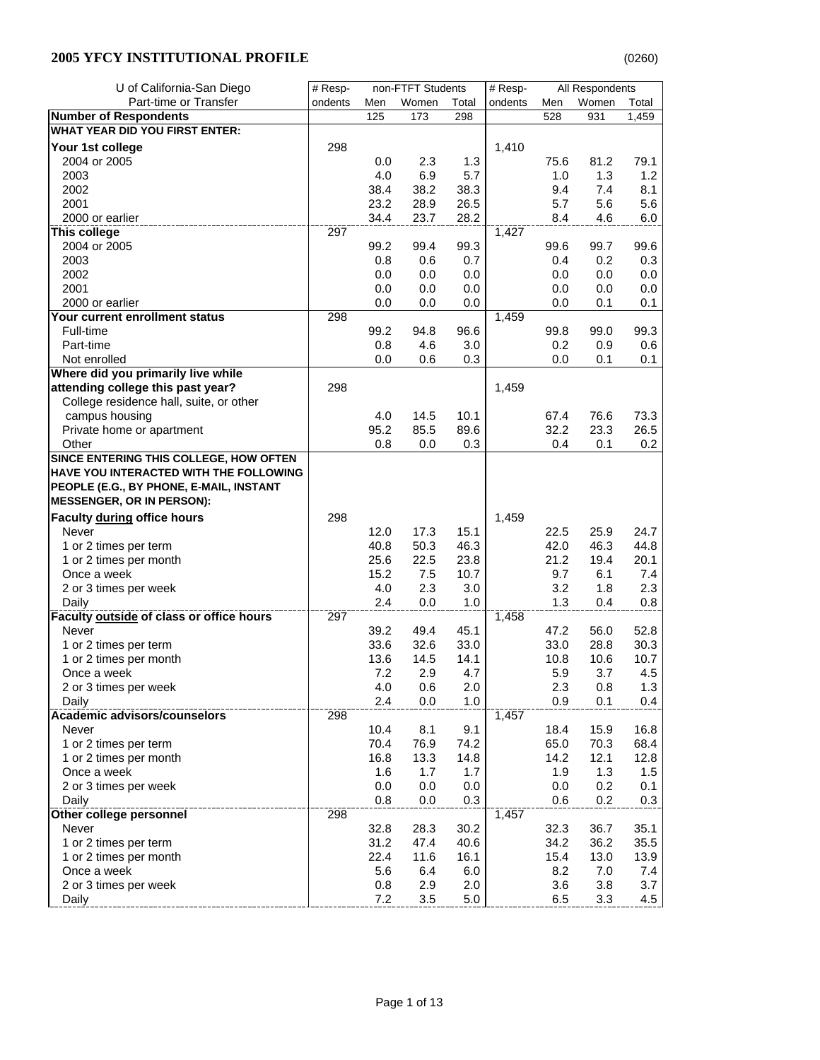## 2005 YFCY INSTITUTIONAL PROFILE

(0260)

| U of California-San Diego<br>Part-time or Transfer | # Respondents | non-FTFT Students Men | Women | Total | # Respondents | All Respondents Men | Women | Total |
|---|---|---|---|---|---|---|---|---|
| **Number of Respondents** | | 125 | 173 | 298 | | 528 | 931 | 1,459 |
| **WHAT YEAR DID YOU FIRST ENTER:** | | | | | | | | |
| **Your 1st college** | 298 | | | | 1,410 | | | |
| 2004 or 2005 | | 0.0 | 2.3 | 1.3 | | 75.6 | 81.2 | 79.1 |
| 2003 | | 4.0 | 6.9 | 5.7 | | 1.0 | 1.3 | 1.2 |
| 2002 | | 38.4 | 38.2 | 38.3 | | 9.4 | 7.4 | 8.1 |
| 2001 | | 23.2 | 28.9 | 26.5 | | 5.7 | 5.6 | 5.6 |
| 2000 or earlier | | 34.4 | 23.7 | 28.2 | | 8.4 | 4.6 | 6.0 |
| **This college** | 297 | | | | 1,427 | | | |
| 2004 or 2005 | | 99.2 | 99.4 | 99.3 | | 99.6 | 99.7 | 99.6 |
| 2003 | | 0.8 | 0.6 | 0.7 | | 0.4 | 0.2 | 0.3 |
| 2002 | | 0.0 | 0.0 | 0.0 | | 0.0 | 0.0 | 0.0 |
| 2001 | | 0.0 | 0.0 | 0.0 | | 0.0 | 0.0 | 0.0 |
| 2000 or earlier | | 0.0 | 0.0 | 0.0 | | 0.0 | 0.1 | 0.1 |
| **Your current enrollment status** | 298 | | | | 1,459 | | | |
| Full-time | | 99.2 | 94.8 | 96.6 | | 99.8 | 99.0 | 99.3 |
| Part-time | | 0.8 | 4.6 | 3.0 | | 0.2 | 0.9 | 0.6 |
| Not enrolled | | 0.0 | 0.6 | 0.3 | | 0.0 | 0.1 | 0.1 |
| **Where did you primarily live while attending college this past year?** | 298 | | | | 1,459 | | | |
| College residence hall, suite, or other campus housing | | 4.0 | 14.5 | 10.1 | | 67.4 | 76.6 | 73.3 |
| Private home or apartment | | 95.2 | 85.5 | 89.6 | | 32.2 | 23.3 | 26.5 |
| Other | | 0.8 | 0.0 | 0.3 | | 0.4 | 0.1 | 0.2 |
| **SINCE ENTERING THIS COLLEGE, HOW OFTEN HAVE YOU INTERACTED WITH THE FOLLOWING PEOPLE (E.G., BY PHONE, E-MAIL, INSTANT MESSENGER, OR IN PERSON):** | | | | | | | | |
| **Faculty during office hours** | 298 | | | | 1,459 | | | |
| Never | | 12.0 | 17.3 | 15.1 | | 22.5 | 25.9 | 24.7 |
| 1 or 2 times per term | | 40.8 | 50.3 | 46.3 | | 42.0 | 46.3 | 44.8 |
| 1 or 2 times per month | | 25.6 | 22.5 | 23.8 | | 21.2 | 19.4 | 20.1 |
| Once a week | | 15.2 | 7.5 | 10.7 | | 9.7 | 6.1 | 7.4 |
| 2 or 3 times per week | | 4.0 | 2.3 | 3.0 | | 3.2 | 1.8 | 2.3 |
| Daily | | 2.4 | 0.0 | 1.0 | | 1.3 | 0.4 | 0.8 |
| **Faculty outside of class or office hours** | 297 | | | | 1,458 | | | |
| Never | | 39.2 | 49.4 | 45.1 | | 47.2 | 56.0 | 52.8 |
| 1 or 2 times per term | | 33.6 | 32.6 | 33.0 | | 33.0 | 28.8 | 30.3 |
| 1 or 2 times per month | | 13.6 | 14.5 | 14.1 | | 10.8 | 10.6 | 10.7 |
| Once a week | | 7.2 | 2.9 | 4.7 | | 5.9 | 3.7 | 4.5 |
| 2 or 3 times per week | | 4.0 | 0.6 | 2.0 | | 2.3 | 0.8 | 1.3 |
| Daily | | 2.4 | 0.0 | 1.0 | | 0.9 | 0.1 | 0.4 |
| **Academic advisors/counselors** | 298 | | | | 1,457 | | | |
| Never | | 10.4 | 8.1 | 9.1 | | 18.4 | 15.9 | 16.8 |
| 1 or 2 times per term | | 70.4 | 76.9 | 74.2 | | 65.0 | 70.3 | 68.4 |
| 1 or 2 times per month | | 16.8 | 13.3 | 14.8 | | 14.2 | 12.1 | 12.8 |
| Once a week | | 1.6 | 1.7 | 1.7 | | 1.9 | 1.3 | 1.5 |
| 2 or 3 times per week | | 0.0 | 0.0 | 0.0 | | 0.0 | 0.2 | 0.1 |
| Daily | | 0.8 | 0.0 | 0.3 | | 0.6 | 0.2 | 0.3 |
| **Other college personnel** | 298 | | | | 1,457 | | | |
| Never | | 32.8 | 28.3 | 30.2 | | 32.3 | 36.7 | 35.1 |
| 1 or 2 times per term | | 31.2 | 47.4 | 40.6 | | 34.2 | 36.2 | 35.5 |
| 1 or 2 times per month | | 22.4 | 11.6 | 16.1 | | 15.4 | 13.0 | 13.9 |
| Once a week | | 5.6 | 6.4 | 6.0 | | 8.2 | 7.0 | 7.4 |
| 2 or 3 times per week | | 0.8 | 2.9 | 2.0 | | 3.6 | 3.8 | 3.7 |
| Daily | | 7.2 | 3.5 | 5.0 | | 6.5 | 3.3 | 4.5 |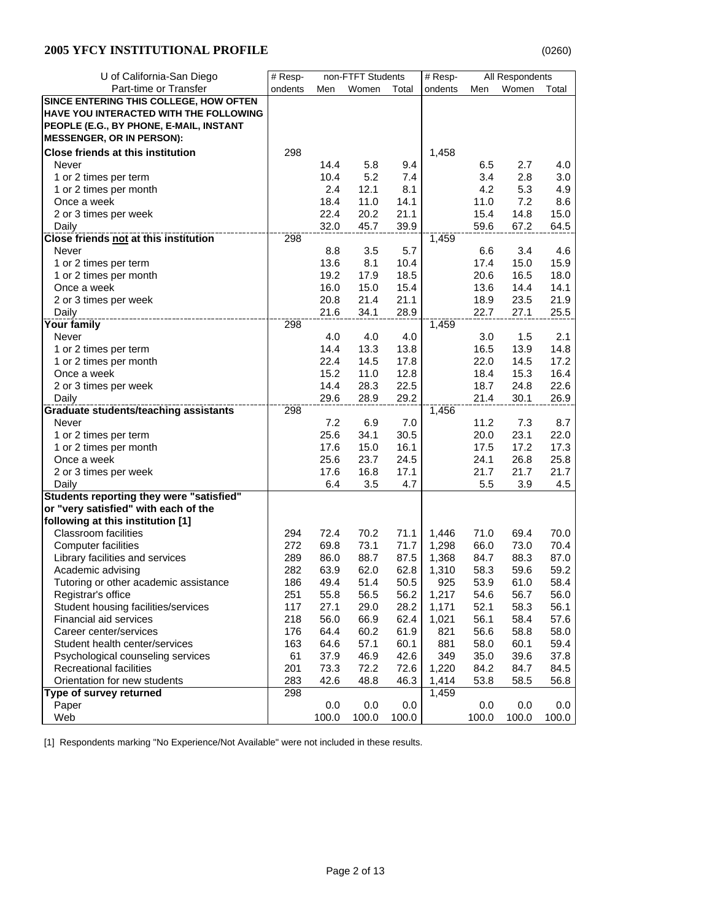## 2005 YFCY INSTITUTIONAL PROFILE

(0260)

| U of California-San Diego | # Resp- | non-FTFT Students | | | # Resp- | All Respondents | | |
|---|---|---|---|---|---|---|---|---|
| Part-time or Transfer | ondents | Men | Women | Total | ondents | Men | Women | Total |
| **SINCE ENTERING THIS COLLEGE, HOW OFTEN HAVE YOU INTERACTED WITH THE FOLLOWING PEOPLE (E.G., BY PHONE, E-MAIL, INSTANT MESSENGER, OR IN PERSON):** | | | | | | | | |
| **Close friends at this institution** | 298 | | | | 1,458 | | | |
| Never | | 14.4 | 5.8 | 9.4 | | 6.5 | 2.7 | 4.0 |
| 1 or 2 times per term | | 10.4 | 5.2 | 7.4 | | 3.4 | 2.8 | 3.0 |
| 1 or 2 times per month | | 2.4 | 12.1 | 8.1 | | 4.2 | 5.3 | 4.9 |
| Once a week | | 18.4 | 11.0 | 14.1 | | 11.0 | 7.2 | 8.6 |
| 2 or 3 times per week | | 22.4 | 20.2 | 21.1 | | 15.4 | 14.8 | 15.0 |
| Daily | | 32.0 | 45.7 | 39.9 | | 59.6 | 67.2 | 64.5 |
| **Close friends not at this institution** | 298 | | | | 1,459 | | | |
| Never | | 8.8 | 3.5 | 5.7 | | 6.6 | 3.4 | 4.6 |
| 1 or 2 times per term | | 13.6 | 8.1 | 10.4 | | 17.4 | 15.0 | 15.9 |
| 1 or 2 times per month | | 19.2 | 17.9 | 18.5 | | 20.6 | 16.5 | 18.0 |
| Once a week | | 16.0 | 15.0 | 15.4 | | 13.6 | 14.4 | 14.1 |
| 2 or 3 times per week | | 20.8 | 21.4 | 21.1 | | 18.9 | 23.5 | 21.9 |
| Daily | | 21.6 | 34.1 | 28.9 | | 22.7 | 27.1 | 25.5 |
| **Your family** | 298 | | | | 1,459 | | | |
| Never | | 4.0 | 4.0 | 4.0 | | 3.0 | 1.5 | 2.1 |
| 1 or 2 times per term | | 14.4 | 13.3 | 13.8 | | 16.5 | 13.9 | 14.8 |
| 1 or 2 times per month | | 22.4 | 14.5 | 17.8 | | 22.0 | 14.5 | 17.2 |
| Once a week | | 15.2 | 11.0 | 12.8 | | 18.4 | 15.3 | 16.4 |
| 2 or 3 times per week | | 14.4 | 28.3 | 22.5 | | 18.7 | 24.8 | 22.6 |
| Daily | | 29.6 | 28.9 | 29.2 | | 21.4 | 30.1 | 26.9 |
| **Graduate students/teaching assistants** | 298 | | | | 1,456 | | | |
| Never | | 7.2 | 6.9 | 7.0 | | 11.2 | 7.3 | 8.7 |
| 1 or 2 times per term | | 25.6 | 34.1 | 30.5 | | 20.0 | 23.1 | 22.0 |
| 1 or 2 times per month | | 17.6 | 15.0 | 16.1 | | 17.5 | 17.2 | 17.3 |
| Once a week | | 25.6 | 23.7 | 24.5 | | 24.1 | 26.8 | 25.8 |
| 2 or 3 times per week | | 17.6 | 16.8 | 17.1 | | 21.7 | 21.7 | 21.7 |
| Daily | | 6.4 | 3.5 | 4.7 | | 5.5 | 3.9 | 4.5 |
| **Students reporting they were "satisfied" or "very satisfied" with each of the following at this institution [1]** | | | | | | | | |
| Classroom facilities | 294 | 72.4 | 70.2 | 71.1 | 1,446 | 71.0 | 69.4 | 70.0 |
| Computer facilities | 272 | 69.8 | 73.1 | 71.7 | 1,298 | 66.0 | 73.0 | 70.4 |
| Library facilities and services | 289 | 86.0 | 88.7 | 87.5 | 1,368 | 84.7 | 88.3 | 87.0 |
| Academic advising | 282 | 63.9 | 62.0 | 62.8 | 1,310 | 58.3 | 59.6 | 59.2 |
| Tutoring or other academic assistance | 186 | 49.4 | 51.4 | 50.5 | 925 | 53.9 | 61.0 | 58.4 |
| Registrar's office | 251 | 55.8 | 56.5 | 56.2 | 1,217 | 54.6 | 56.7 | 56.0 |
| Student housing facilities/services | 117 | 27.1 | 29.0 | 28.2 | 1,171 | 52.1 | 58.3 | 56.1 |
| Financial aid services | 218 | 56.0 | 66.9 | 62.4 | 1,021 | 56.1 | 58.4 | 57.6 |
| Career center/services | 176 | 64.4 | 60.2 | 61.9 | 821 | 56.6 | 58.8 | 58.0 |
| Student health center/services | 163 | 64.6 | 57.1 | 60.1 | 881 | 58.0 | 60.1 | 59.4 |
| Psychological counseling services | 61 | 37.9 | 46.9 | 42.6 | 349 | 35.0 | 39.6 | 37.8 |
| Recreational facilities | 201 | 73.3 | 72.2 | 72.6 | 1,220 | 84.2 | 84.7 | 84.5 |
| Orientation for new students | 283 | 42.6 | 48.8 | 46.3 | 1,414 | 53.8 | 58.5 | 56.8 |
| **Type of survey returned** | 298 | | | | 1,459 | | | |
| Paper | | 0.0 | 0.0 | 0.0 | | 0.0 | 0.0 | 0.0 |
| Web | | 100.0 | 100.0 | 100.0 | | 100.0 | 100.0 | 100.0 |

[1] Respondents marking "No Experience/Not Available" were not included in these results.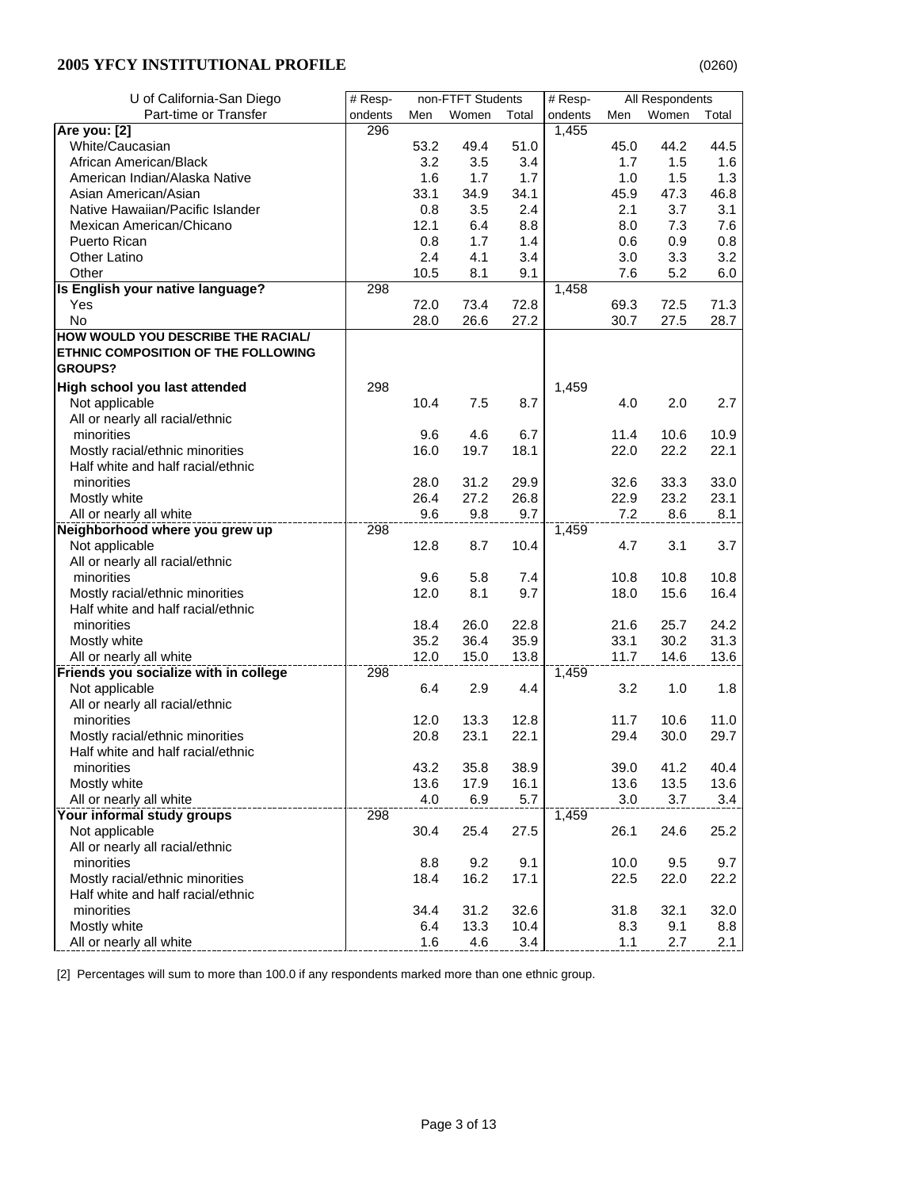## 2005 YFCY INSTITUTIONAL PROFILE

(0260)

| U of California-San Diego<br>Part-time or Transfer | # Respondents | non-FTFT Students | | | # Respondents | All Respondents | | |
|---|---|---|---|---|---|---|---|---|
| | | Men | Women | Total | | Men | Women | Total |
| **Are you: [2]** | 296 | | | | 1,455 | | | |
| White/Caucasian | | 53.2 | 49.4 | 51.0 | | 45.0 | 44.2 | 44.5 |
| African American/Black | | 3.2 | 3.5 | 3.4 | | 1.7 | 1.5 | 1.6 |
| American Indian/Alaska Native | | 1.6 | 1.7 | 1.7 | | 1.0 | 1.5 | 1.3 |
| Asian American/Asian | | 33.1 | 34.9 | 34.1 | | 45.9 | 47.3 | 46.8 |
| Native Hawaiian/Pacific Islander | | 0.8 | 3.5 | 2.4 | | 2.1 | 3.7 | 3.1 |
| Mexican American/Chicano | | 12.1 | 6.4 | 8.8 | | 8.0 | 7.3 | 7.6 |
| Puerto Rican | | 0.8 | 1.7 | 1.4 | | 0.6 | 0.9 | 0.8 |
| Other Latino | | 2.4 | 4.1 | 3.4 | | 3.0 | 3.3 | 3.2 |
| Other | | 10.5 | 8.1 | 9.1 | | 7.6 | 5.2 | 6.0 |
| **Is English your native language?** | 298 | | | | 1,458 | | | |
| Yes | | 72.0 | 73.4 | 72.8 | | 69.3 | 72.5 | 71.3 |
| No | | 28.0 | 26.6 | 27.2 | | 30.7 | 27.5 | 28.7 |
| **HOW WOULD YOU DESCRIBE THE RACIAL/ ETHNIC COMPOSITION OF THE FOLLOWING GROUPS?** | | | | | | | | |
| **High school you last attended** | 298 | | | | 1,459 | | | |
| Not applicable | | 10.4 | 7.5 | 8.7 | | 4.0 | 2.0 | 2.7 |
| All or nearly all racial/ethnic minorities | | 9.6 | 4.6 | 6.7 | | 11.4 | 10.6 | 10.9 |
| Mostly racial/ethnic minorities | | 16.0 | 19.7 | 18.1 | | 22.0 | 22.2 | 22.1 |
| Half white and half racial/ethnic minorities | | 28.0 | 31.2 | 29.9 | | 32.6 | 33.3 | 33.0 |
| Mostly white | | 26.4 | 27.2 | 26.8 | | 22.9 | 23.2 | 23.1 |
| All or nearly all white | | 9.6 | 9.8 | 9.7 | | 7.2 | 8.6 | 8.1 |
| **Neighborhood where you grew up** | 298 | | | | 1,459 | | | |
| Not applicable | | 12.8 | 8.7 | 10.4 | | 4.7 | 3.1 | 3.7 |
| All or nearly all racial/ethnic minorities | | 9.6 | 5.8 | 7.4 | | 10.8 | 10.8 | 10.8 |
| Mostly racial/ethnic minorities | | 12.0 | 8.1 | 9.7 | | 18.0 | 15.6 | 16.4 |
| Half white and half racial/ethnic minorities | | 18.4 | 26.0 | 22.8 | | 21.6 | 25.7 | 24.2 |
| Mostly white | | 35.2 | 36.4 | 35.9 | | 33.1 | 30.2 | 31.3 |
| All or nearly all white | | 12.0 | 15.0 | 13.8 | | 11.7 | 14.6 | 13.6 |
| **Friends you socialize with in college** | 298 | | | | 1,459 | | | |
| Not applicable | | 6.4 | 2.9 | 4.4 | | 3.2 | 1.0 | 1.8 |
| All or nearly all racial/ethnic minorities | | 12.0 | 13.3 | 12.8 | | 11.7 | 10.6 | 11.0 |
| Mostly racial/ethnic minorities | | 20.8 | 23.1 | 22.1 | | 29.4 | 30.0 | 29.7 |
| Half white and half racial/ethnic minorities | | 43.2 | 35.8 | 38.9 | | 39.0 | 41.2 | 40.4 |
| Mostly white | | 13.6 | 17.9 | 16.1 | | 13.6 | 13.5 | 13.6 |
| All or nearly all white | | 4.0 | 6.9 | 5.7 | | 3.0 | 3.7 | 3.4 |
| **Your informal study groups** | 298 | | | | 1,459 | | | |
| Not applicable | | 30.4 | 25.4 | 27.5 | | 26.1 | 24.6 | 25.2 |
| All or nearly all racial/ethnic minorities | | 8.8 | 9.2 | 9.1 | | 10.0 | 9.5 | 9.7 |
| Mostly racial/ethnic minorities | | 18.4 | 16.2 | 17.1 | | 22.5 | 22.0 | 22.2 |
| Half white and half racial/ethnic minorities | | 34.4 | 31.2 | 32.6 | | 31.8 | 32.1 | 32.0 |
| Mostly white | | 6.4 | 13.3 | 10.4 | | 8.3 | 9.1 | 8.8 |
| All or nearly all white | | 1.6 | 4.6 | 3.4 | | 1.1 | 2.7 | 2.1 |

[2] Percentages will sum to more than 100.0 if any respondents marked more than one ethnic group.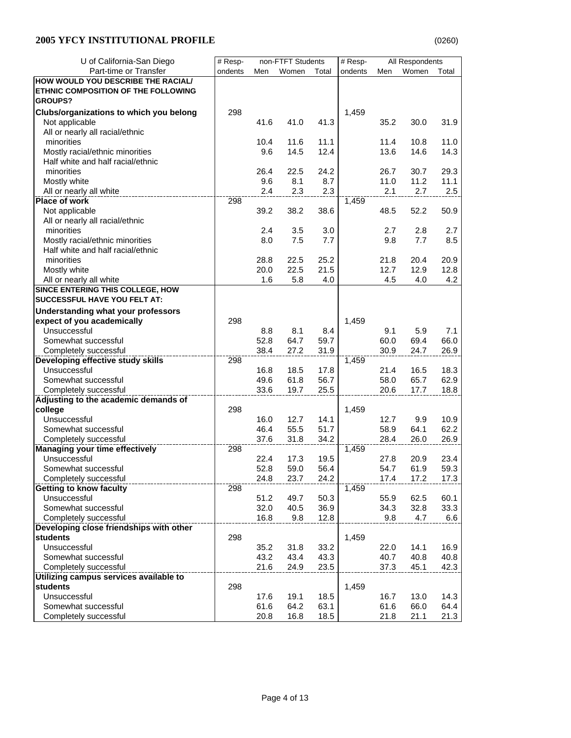## 2005 YFCY INSTITUTIONAL PROFILE

(0260)

| U of California-San Diego<br>Part-time or Transfer | # Respondents | non-FTFT Students Men | Women | Total | # Respondents | All Respondents Men | Women | Total |
|---|---|---|---|---|---|---|---|---|
| **HOW WOULD YOU DESCRIBE THE RACIAL/ ETHNIC COMPOSITION OF THE FOLLOWING GROUPS?** | | | | | | | | |
| **Clubs/organizations to which you belong** | 298 | | | | 1,459 | | | |
| Not applicable | | 41.6 | 41.0 | 41.3 | | 35.2 | 30.0 | 31.9 |
| All or nearly all racial/ethnic minorities | | 10.4 | 11.6 | 11.1 | | 11.4 | 10.8 | 11.0 |
| Mostly racial/ethnic minorities | | 9.6 | 14.5 | 12.4 | | 13.6 | 14.6 | 14.3 |
| Half white and half racial/ethnic minorities | | 26.4 | 22.5 | 24.2 | | 26.7 | 30.7 | 29.3 |
| Mostly white | | 9.6 | 8.1 | 8.7 | | 11.0 | 11.2 | 11.1 |
| All or nearly all white | | 2.4 | 2.3 | 2.3 | | 2.1 | 2.7 | 2.5 |
| **Place of work** | 298 | | | | 1,459 | | | |
| Not applicable | | 39.2 | 38.2 | 38.6 | | 48.5 | 52.2 | 50.9 |
| All or nearly all racial/ethnic minorities | | 2.4 | 3.5 | 3.0 | | 2.7 | 2.8 | 2.7 |
| Mostly racial/ethnic minorities | | 8.0 | 7.5 | 7.7 | | 9.8 | 7.7 | 8.5 |
| Half white and half racial/ethnic minorities | | 28.8 | 22.5 | 25.2 | | 21.8 | 20.4 | 20.9 |
| Mostly white | | 20.0 | 22.5 | 21.5 | | 12.7 | 12.9 | 12.8 |
| All or nearly all white | | 1.6 | 5.8 | 4.0 | | 4.5 | 4.0 | 4.2 |
| **SINCE ENTERING THIS COLLEGE, HOW SUCCESSFUL HAVE YOU FELT AT:** | | | | | | | | |
| **Understanding what your professors expect of you academically** | 298 | | | | 1,459 | | | |
| Unsuccessful | | 8.8 | 8.1 | 8.4 | | 9.1 | 5.9 | 7.1 |
| Somewhat successful | | 52.8 | 64.7 | 59.7 | | 60.0 | 69.4 | 66.0 |
| Completely successful | | 38.4 | 27.2 | 31.9 | | 30.9 | 24.7 | 26.9 |
| **Developing effective study skills** | 298 | | | | 1,459 | | | |
| Unsuccessful | | 16.8 | 18.5 | 17.8 | | 21.4 | 16.5 | 18.3 |
| Somewhat successful | | 49.6 | 61.8 | 56.7 | | 58.0 | 65.7 | 62.9 |
| Completely successful | | 33.6 | 19.7 | 25.5 | | 20.6 | 17.7 | 18.8 |
| **Adjusting to the academic demands of college** | 298 | | | | 1,459 | | | |
| Unsuccessful | | 16.0 | 12.7 | 14.1 | | 12.7 | 9.9 | 10.9 |
| Somewhat successful | | 46.4 | 55.5 | 51.7 | | 58.9 | 64.1 | 62.2 |
| Completely successful | | 37.6 | 31.8 | 34.2 | | 28.4 | 26.0 | 26.9 |
| **Managing your time effectively** | 298 | | | | 1,459 | | | |
| Unsuccessful | | 22.4 | 17.3 | 19.5 | | 27.8 | 20.9 | 23.4 |
| Somewhat successful | | 52.8 | 59.0 | 56.4 | | 54.7 | 61.9 | 59.3 |
| Completely successful | | 24.8 | 23.7 | 24.2 | | 17.4 | 17.2 | 17.3 |
| **Getting to know faculty** | 298 | | | | 1,459 | | | |
| Unsuccessful | | 51.2 | 49.7 | 50.3 | | 55.9 | 62.5 | 60.1 |
| Somewhat successful | | 32.0 | 40.5 | 36.9 | | 34.3 | 32.8 | 33.3 |
| Completely successful | | 16.8 | 9.8 | 12.8 | | 9.8 | 4.7 | 6.6 |
| **Developing close friendships with other students** | 298 | | | | 1,459 | | | |
| Unsuccessful | | 35.2 | 31.8 | 33.2 | | 22.0 | 14.1 | 16.9 |
| Somewhat successful | | 43.2 | 43.4 | 43.3 | | 40.7 | 40.8 | 40.8 |
| Completely successful | | 21.6 | 24.9 | 23.5 | | 37.3 | 45.1 | 42.3 |
| **Utilizing campus services available to students** | 298 | | | | 1,459 | | | |
| Unsuccessful | | 17.6 | 19.1 | 18.5 | | 16.7 | 13.0 | 14.3 |
| Somewhat successful | | 61.6 | 64.2 | 63.1 | | 61.6 | 66.0 | 64.4 |
| Completely successful | | 20.8 | 16.8 | 18.5 | | 21.8 | 21.1 | 21.3 |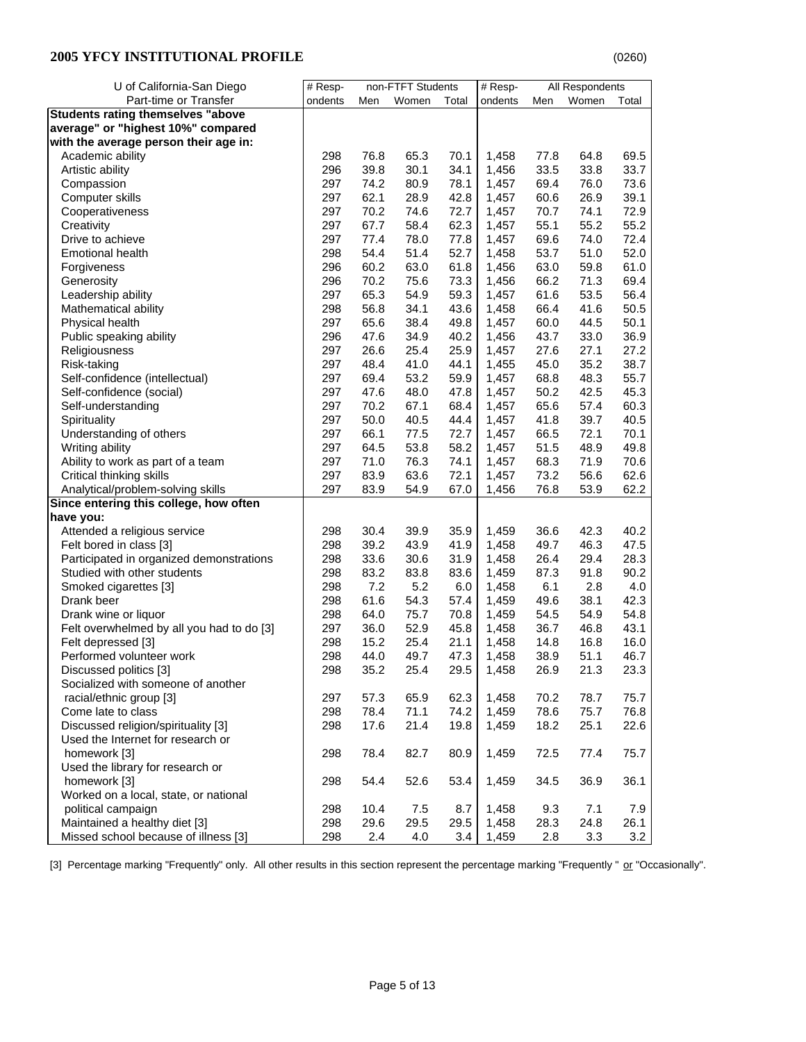## 2005 YFCY INSTITUTIONAL PROFILE

(0260)

| U of California-San Diego Part-time or Transfer | # Resp-ondents | non-FTFT Students Men | Women | Total | # Resp-ondents | All Respondents Men | Women | Total |
|---|---|---|---|---|---|---|---|---|
| **Students rating themselves "above average" or "highest 10%" compared with the average person their age in:** | | | | | | | | |
| Academic ability | 298 | 76.8 | 65.3 | 70.1 | 1,458 | 77.8 | 64.8 | 69.5 |
| Artistic ability | 296 | 39.8 | 30.1 | 34.1 | 1,456 | 33.5 | 33.8 | 33.7 |
| Compassion | 297 | 74.2 | 80.9 | 78.1 | 1,457 | 69.4 | 76.0 | 73.6 |
| Computer skills | 297 | 62.1 | 28.9 | 42.8 | 1,457 | 60.6 | 26.9 | 39.1 |
| Cooperativeness | 297 | 70.2 | 74.6 | 72.7 | 1,457 | 70.7 | 74.1 | 72.9 |
| Creativity | 297 | 67.7 | 58.4 | 62.3 | 1,457 | 55.1 | 55.2 | 55.2 |
| Drive to achieve | 297 | 77.4 | 78.0 | 77.8 | 1,457 | 69.6 | 74.0 | 72.4 |
| Emotional health | 298 | 54.4 | 51.4 | 52.7 | 1,458 | 53.7 | 51.0 | 52.0 |
| Forgiveness | 296 | 60.2 | 63.0 | 61.8 | 1,456 | 63.0 | 59.8 | 61.0 |
| Generosity | 296 | 70.2 | 75.6 | 73.3 | 1,456 | 66.2 | 71.3 | 69.4 |
| Leadership ability | 297 | 65.3 | 54.9 | 59.3 | 1,457 | 61.6 | 53.5 | 56.4 |
| Mathematical ability | 298 | 56.8 | 34.1 | 43.6 | 1,458 | 66.4 | 41.6 | 50.5 |
| Physical health | 297 | 65.6 | 38.4 | 49.8 | 1,457 | 60.0 | 44.5 | 50.1 |
| Public speaking ability | 296 | 47.6 | 34.9 | 40.2 | 1,456 | 43.7 | 33.0 | 36.9 |
| Religiousness | 297 | 26.6 | 25.4 | 25.9 | 1,457 | 27.6 | 27.1 | 27.2 |
| Risk-taking | 297 | 48.4 | 41.0 | 44.1 | 1,455 | 45.0 | 35.2 | 38.7 |
| Self-confidence (intellectual) | 297 | 69.4 | 53.2 | 59.9 | 1,457 | 68.8 | 48.3 | 55.7 |
| Self-confidence (social) | 297 | 47.6 | 48.0 | 47.8 | 1,457 | 50.2 | 42.5 | 45.3 |
| Self-understanding | 297 | 70.2 | 67.1 | 68.4 | 1,457 | 65.6 | 57.4 | 60.3 |
| Spirituality | 297 | 50.0 | 40.5 | 44.4 | 1,457 | 41.8 | 39.7 | 40.5 |
| Understanding of others | 297 | 66.1 | 77.5 | 72.7 | 1,457 | 66.5 | 72.1 | 70.1 |
| Writing ability | 297 | 64.5 | 53.8 | 58.2 | 1,457 | 51.5 | 48.9 | 49.8 |
| Ability to work as part of a team | 297 | 71.0 | 76.3 | 74.1 | 1,457 | 68.3 | 71.9 | 70.6 |
| Critical thinking skills | 297 | 83.9 | 63.6 | 72.1 | 1,457 | 73.2 | 56.6 | 62.6 |
| Analytical/problem-solving skills | 297 | 83.9 | 54.9 | 67.0 | 1,456 | 76.8 | 53.9 | 62.2 |
| **Since entering this college, how often have you:** | | | | | | | | |
| Attended a religious service | 298 | 30.4 | 39.9 | 35.9 | 1,459 | 36.6 | 42.3 | 40.2 |
| Felt bored in class [3] | 298 | 39.2 | 43.9 | 41.9 | 1,458 | 49.7 | 46.3 | 47.5 |
| Participated in organized demonstrations | 298 | 33.6 | 30.6 | 31.9 | 1,458 | 26.4 | 29.4 | 28.3 |
| Studied with other students | 298 | 83.2 | 83.8 | 83.6 | 1,459 | 87.3 | 91.8 | 90.2 |
| Smoked cigarettes [3] | 298 | 7.2 | 5.2 | 6.0 | 1,458 | 6.1 | 2.8 | 4.0 |
| Drank beer | 298 | 61.6 | 54.3 | 57.4 | 1,459 | 49.6 | 38.1 | 42.3 |
| Drank wine or liquor | 298 | 64.0 | 75.7 | 70.8 | 1,459 | 54.5 | 54.9 | 54.8 |
| Felt overwhelmed by all you had to do [3] | 297 | 36.0 | 52.9 | 45.8 | 1,458 | 36.7 | 46.8 | 43.1 |
| Felt depressed [3] | 298 | 15.2 | 25.4 | 21.1 | 1,458 | 14.8 | 16.8 | 16.0 |
| Performed volunteer work | 298 | 44.0 | 49.7 | 47.3 | 1,458 | 38.9 | 51.1 | 46.7 |
| Discussed politics [3] | 298 | 35.2 | 25.4 | 29.5 | 1,458 | 26.9 | 21.3 | 23.3 |
| Socialized with someone of another racial/ethnic group [3] | 297 | 57.3 | 65.9 | 62.3 | 1,458 | 70.2 | 78.7 | 75.7 |
| Come late to class | 298 | 78.4 | 71.1 | 74.2 | 1,459 | 78.6 | 75.7 | 76.8 |
| Discussed religion/spirituality [3] | 298 | 17.6 | 21.4 | 19.8 | 1,459 | 18.2 | 25.1 | 22.6 |
| Used the Internet for research or homework [3] | 298 | 78.4 | 82.7 | 80.9 | 1,459 | 72.5 | 77.4 | 75.7 |
| Used the library for research or homework [3] | 298 | 54.4 | 52.6 | 53.4 | 1,459 | 34.5 | 36.9 | 36.1 |
| Worked on a local, state, or national political campaign | 298 | 10.4 | 7.5 | 8.7 | 1,458 | 9.3 | 7.1 | 7.9 |
| Maintained a healthy diet [3] | 298 | 29.6 | 29.5 | 29.5 | 1,458 | 28.3 | 24.8 | 26.1 |
| Missed school because of illness [3] | 298 | 2.4 | 4.0 | 3.4 | 1,459 | 2.8 | 3.3 | 3.2 |

[3] Percentage marking "Frequently" only. All other results in this section represent the percentage marking "Frequently " or "Occasionally".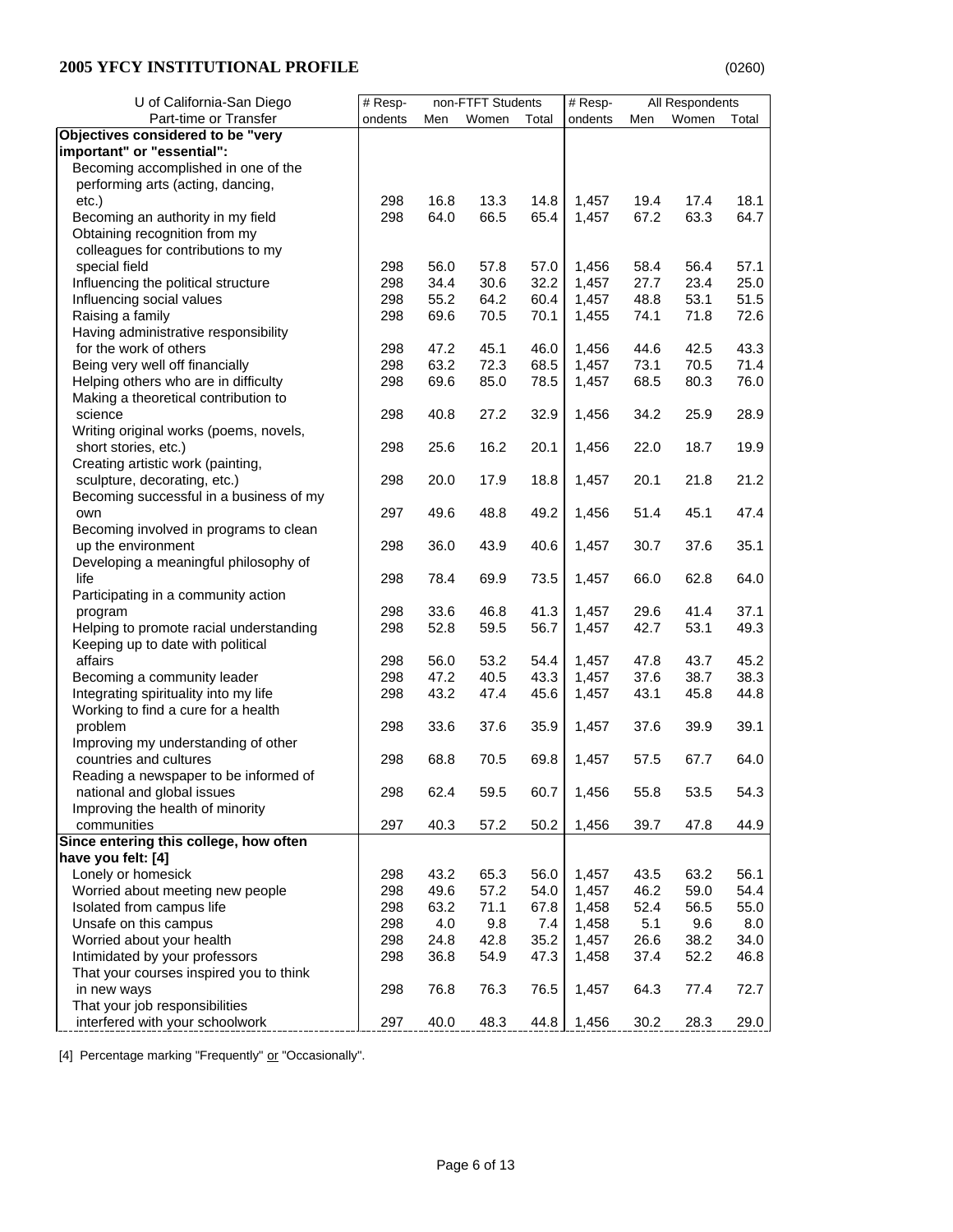## 2005 YFCY INSTITUTIONAL PROFILE

(0260)

| U of California-San Diego<br>Part-time or Transfer | # Respondents | non-FTFT Students | | | # Respondents | All Respondents | | |
|---|---|---|---|---|---|---|---|---|
| | | Men | Women | Total | | Men | Women | Total |
| **Objectives considered to be "very important" or "essential":** | | | | | | | | |
| Becoming accomplished in one of the performing arts (acting, dancing, etc.) | 298 | 16.8 | 13.3 | 14.8 | 1,457 | 19.4 | 17.4 | 18.1 |
| Becoming an authority in my field | 298 | 64.0 | 66.5 | 65.4 | 1,457 | 67.2 | 63.3 | 64.7 |
| Obtaining recognition from my colleagues for contributions to my special field | 298 | 56.0 | 57.8 | 57.0 | 1,456 | 58.4 | 56.4 | 57.1 |
| Influencing the political structure | 298 | 34.4 | 30.6 | 32.2 | 1,457 | 27.7 | 23.4 | 25.0 |
| Influencing social values | 298 | 55.2 | 64.2 | 60.4 | 1,457 | 48.8 | 53.1 | 51.5 |
| Raising a family | 298 | 69.6 | 70.5 | 70.1 | 1,455 | 74.1 | 71.8 | 72.6 |
| Having administrative responsibility for the work of others | 298 | 47.2 | 45.1 | 46.0 | 1,456 | 44.6 | 42.5 | 43.3 |
| Being very well off financially | 298 | 63.2 | 72.3 | 68.5 | 1,457 | 73.1 | 70.5 | 71.4 |
| Helping others who are in difficulty | 298 | 69.6 | 85.0 | 78.5 | 1,457 | 68.5 | 80.3 | 76.0 |
| Making a theoretical contribution to science | 298 | 40.8 | 27.2 | 32.9 | 1,456 | 34.2 | 25.9 | 28.9 |
| Writing original works (poems, novels, short stories, etc.) | 298 | 25.6 | 16.2 | 20.1 | 1,456 | 22.0 | 18.7 | 19.9 |
| Creating artistic work (painting, sculpture, decorating, etc.) | 298 | 20.0 | 17.9 | 18.8 | 1,457 | 20.1 | 21.8 | 21.2 |
| Becoming successful in a business of my own | 297 | 49.6 | 48.8 | 49.2 | 1,456 | 51.4 | 45.1 | 47.4 |
| Becoming involved in programs to clean up the environment | 298 | 36.0 | 43.9 | 40.6 | 1,457 | 30.7 | 37.6 | 35.1 |
| Developing a meaningful philosophy of life | 298 | 78.4 | 69.9 | 73.5 | 1,457 | 66.0 | 62.8 | 64.0 |
| Participating in a community action program | 298 | 33.6 | 46.8 | 41.3 | 1,457 | 29.6 | 41.4 | 37.1 |
| Helping to promote racial understanding | 298 | 52.8 | 59.5 | 56.7 | 1,457 | 42.7 | 53.1 | 49.3 |
| Keeping up to date with political affairs | 298 | 56.0 | 53.2 | 54.4 | 1,457 | 47.8 | 43.7 | 45.2 |
| Becoming a community leader | 298 | 47.2 | 40.5 | 43.3 | 1,457 | 37.6 | 38.7 | 38.3 |
| Integrating spirituality into my life | 298 | 43.2 | 47.4 | 45.6 | 1,457 | 43.1 | 45.8 | 44.8 |
| Working to find a cure for a health problem | 298 | 33.6 | 37.6 | 35.9 | 1,457 | 37.6 | 39.9 | 39.1 |
| Improving my understanding of other countries and cultures | 298 | 68.8 | 70.5 | 69.8 | 1,457 | 57.5 | 67.7 | 64.0 |
| Reading a newspaper to be informed of national and global issues | 298 | 62.4 | 59.5 | 60.7 | 1,456 | 55.8 | 53.5 | 54.3 |
| Improving the health of minority communities | 297 | 40.3 | 57.2 | 50.2 | 1,456 | 39.7 | 47.8 | 44.9 |
| **Since entering this college, how often have you felt: [4]** | | | | | | | | |
| Lonely or homesick | 298 | 43.2 | 65.3 | 56.0 | 1,457 | 43.5 | 63.2 | 56.1 |
| Worried about meeting new people | 298 | 49.6 | 57.2 | 54.0 | 1,457 | 46.2 | 59.0 | 54.4 |
| Isolated from campus life | 298 | 63.2 | 71.1 | 67.8 | 1,458 | 52.4 | 56.5 | 55.0 |
| Unsafe on this campus | 298 | 4.0 | 9.8 | 7.4 | 1,458 | 5.1 | 9.6 | 8.0 |
| Worried about your health | 298 | 24.8 | 42.8 | 35.2 | 1,457 | 26.6 | 38.2 | 34.0 |
| Intimidated by your professors | 298 | 36.8 | 54.9 | 47.3 | 1,458 | 37.4 | 52.2 | 46.8 |
| That your courses inspired you to think in new ways | 298 | 76.8 | 76.3 | 76.5 | 1,457 | 64.3 | 77.4 | 72.7 |
| That your job responsibilities interfered with your schoolwork | 297 | 40.0 | 48.3 | 44.8 | 1,456 | 30.2 | 28.3 | 29.0 |

[4] Percentage marking "Frequently" or "Occasionally".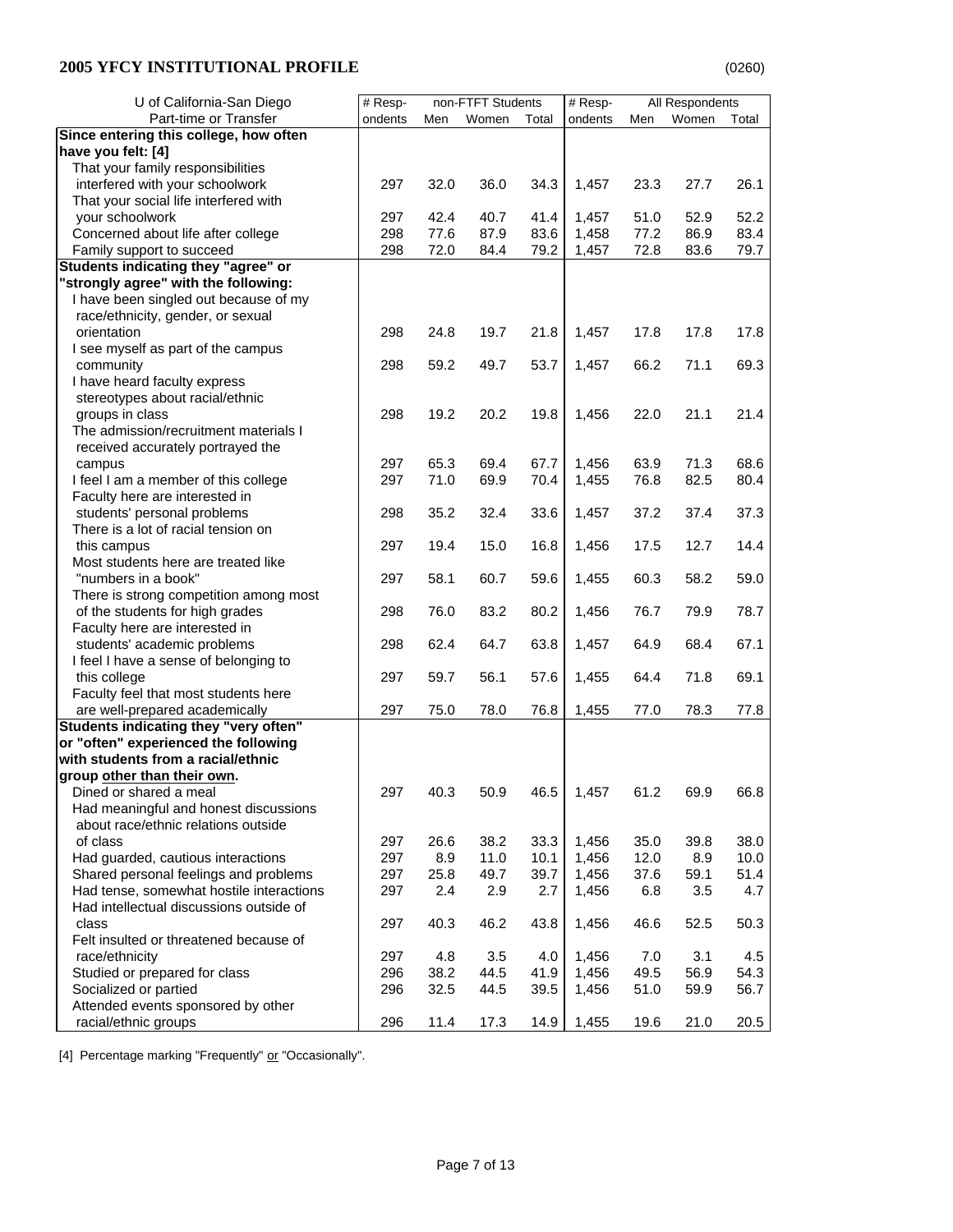## 2005 YFCY INSTITUTIONAL PROFILE

(0260)

| U of California-San Diego<br>Part-time or Transfer | # Respondents | non-FTFT Students Men | Women | Total | # Respondents | All Respondents Men | Women | Total |
|---|---|---|---|---|---|---|---|---|
| **Since entering this college, how often have you felt: [4]** | | | | | | | | |
| That your family responsibilities interfered with your schoolwork | 297 | 32.0 | 36.0 | 34.3 | 1,457 | 23.3 | 27.7 | 26.1 |
| That your social life interfered with your schoolwork | 297 | 42.4 | 40.7 | 41.4 | 1,457 | 51.0 | 52.9 | 52.2 |
| Concerned about life after college | 298 | 77.6 | 87.9 | 83.6 | 1,458 | 77.2 | 86.9 | 83.4 |
| Family support to succeed | 298 | 72.0 | 84.4 | 79.2 | 1,457 | 72.8 | 83.6 | 79.7 |
| **Students indicating they "agree" or "strongly agree" with the following:** | | | | | | | | |
| I have been singled out because of my race/ethnicity, gender, or sexual orientation | 298 | 24.8 | 19.7 | 21.8 | 1,457 | 17.8 | 17.8 | 17.8 |
| I see myself as part of the campus community | 298 | 59.2 | 49.7 | 53.7 | 1,457 | 66.2 | 71.1 | 69.3 |
| I have heard faculty express stereotypes about racial/ethnic groups in class | 298 | 19.2 | 20.2 | 19.8 | 1,456 | 22.0 | 21.1 | 21.4 |
| The admission/recruitment materials I received accurately portrayed the campus | 297 | 65.3 | 69.4 | 67.7 | 1,456 | 63.9 | 71.3 | 68.6 |
| I feel I am a member of this college | 297 | 71.0 | 69.9 | 70.4 | 1,455 | 76.8 | 82.5 | 80.4 |
| Faculty here are interested in students' personal problems | 298 | 35.2 | 32.4 | 33.6 | 1,457 | 37.2 | 37.4 | 37.3 |
| There is a lot of racial tension on this campus | 297 | 19.4 | 15.0 | 16.8 | 1,456 | 17.5 | 12.7 | 14.4 |
| Most students here are treated like "numbers in a book" | 297 | 58.1 | 60.7 | 59.6 | 1,455 | 60.3 | 58.2 | 59.0 |
| There is strong competition among most of the students for high grades | 298 | 76.0 | 83.2 | 80.2 | 1,456 | 76.7 | 79.9 | 78.7 |
| Faculty here are interested in students' academic problems | 298 | 62.4 | 64.7 | 63.8 | 1,457 | 64.9 | 68.4 | 67.1 |
| I feel I have a sense of belonging to this college | 297 | 59.7 | 56.1 | 57.6 | 1,455 | 64.4 | 71.8 | 69.1 |
| Faculty feel that most students here are well-prepared academically | 297 | 75.0 | 78.0 | 76.8 | 1,455 | 77.0 | 78.3 | 77.8 |
| **Students indicating they "very often" or "often" experienced the following with students from a racial/ethnic group other than their own.** | | | | | | | | |
| Dined or shared a meal | 297 | 40.3 | 50.9 | 46.5 | 1,457 | 61.2 | 69.9 | 66.8 |
| Had meaningful and honest discussions about race/ethnic relations outside of class | 297 | 26.6 | 38.2 | 33.3 | 1,456 | 35.0 | 39.8 | 38.0 |
| Had guarded, cautious interactions | 297 | 8.9 | 11.0 | 10.1 | 1,456 | 12.0 | 8.9 | 10.0 |
| Shared personal feelings and problems | 297 | 25.8 | 49.7 | 39.7 | 1,456 | 37.6 | 59.1 | 51.4 |
| Had tense, somewhat hostile interactions | 297 | 2.4 | 2.9 | 2.7 | 1,456 | 6.8 | 3.5 | 4.7 |
| Had intellectual discussions outside of class | 297 | 40.3 | 46.2 | 43.8 | 1,456 | 46.6 | 52.5 | 50.3 |
| Felt insulted or threatened because of race/ethnicity | 297 | 4.8 | 3.5 | 4.0 | 1,456 | 7.0 | 3.1 | 4.5 |
| Studied or prepared for class | 296 | 38.2 | 44.5 | 41.9 | 1,456 | 49.5 | 56.9 | 54.3 |
| Socialized or partied | 296 | 32.5 | 44.5 | 39.5 | 1,456 | 51.0 | 59.9 | 56.7 |
| Attended events sponsored by other racial/ethnic groups | 296 | 11.4 | 17.3 | 14.9 | 1,455 | 19.6 | 21.0 | 20.5 |

[4] Percentage marking "Frequently" or "Occasionally".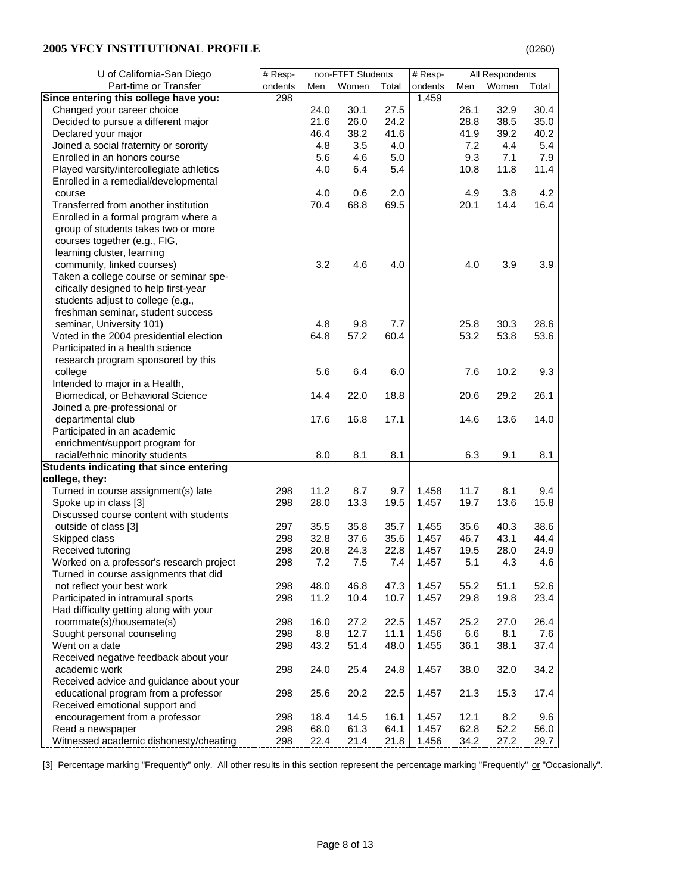# 2005 YFCY INSTITUTIONAL PROFILE

(0260)

| U of California-San Diego Part-time or Transfer | # Respondents | non-FTFT Students Men | Women | Total | # Respondents | All Respondents Men | Women | Total |
|---|---|---|---|---|---|---|---|---|
| **Since entering this college have you:** | 298 | | | | 1,459 | | | |
| Changed your career choice | | 24.0 | 30.1 | 27.5 | | 26.1 | 32.9 | 30.4 |
| Decided to pursue a different major | | 21.6 | 26.0 | 24.2 | | 28.8 | 38.5 | 35.0 |
| Declared your major | | 46.4 | 38.2 | 41.6 | | 41.9 | 39.2 | 40.2 |
| Joined a social fraternity or sorority | | 4.8 | 3.5 | 4.0 | | 7.2 | 4.4 | 5.4 |
| Enrolled in an honors course | | 5.6 | 4.6 | 5.0 | | 9.3 | 7.1 | 7.9 |
| Played varsity/intercollegiate athletics | | 4.0 | 6.4 | 5.4 | | 10.8 | 11.8 | 11.4 |
| Enrolled in a remedial/developmental course | | 4.0 | 0.6 | 2.0 | | 4.9 | 3.8 | 4.2 |
| Transferred from another institution | | 70.4 | 68.8 | 69.5 | | 20.1 | 14.4 | 16.4 |
| Enrolled in a formal program where a group of students takes two or more courses together (e.g., FIG, learning cluster, learning community, linked courses) | | 3.2 | 4.6 | 4.0 | | 4.0 | 3.9 | 3.9 |
| Taken a college course or seminar specifically designed to help first-year students adjust to college (e.g., freshman seminar, student success seminar, University 101) | | 4.8 | 9.8 | 7.7 | | 25.8 | 30.3 | 28.6 |
| Voted in the 2004 presidential election | | 64.8 | 57.2 | 60.4 | | 53.2 | 53.8 | 53.6 |
| Participated in a health science research program sponsored by this college | | 5.6 | 6.4 | 6.0 | | 7.6 | 10.2 | 9.3 |
| Intended to major in a Health, Biomedical, or Behavioral Science | | 14.4 | 22.0 | 18.8 | | 20.6 | 29.2 | 26.1 |
| Joined a pre-professional or departmental club | | 17.6 | 16.8 | 17.1 | | 14.6 | 13.6 | 14.0 |
| Participated in an academic enrichment/support program for racial/ethnic minority students | | 8.0 | 8.1 | 8.1 | | 6.3 | 9.1 | 8.1 |
| **Students indicating that since entering college, they:** | | | | | | | | |
| Turned in course assignment(s) late | 298 | 11.2 | 8.7 | 9.7 | 1,458 | 11.7 | 8.1 | 9.4 |
| Spoke up in class [3] | 298 | 28.0 | 13.3 | 19.5 | 1,457 | 19.7 | 13.6 | 15.8 |
| Discussed course content with students outside of class [3] | 297 | 35.5 | 35.8 | 35.7 | 1,455 | 35.6 | 40.3 | 38.6 |
| Skipped class | 298 | 32.8 | 37.6 | 35.6 | 1,457 | 46.7 | 43.1 | 44.4 |
| Received tutoring | 298 | 20.8 | 24.3 | 22.8 | 1,457 | 19.5 | 28.0 | 24.9 |
| Worked on a professor's research project | 298 | 7.2 | 7.5 | 7.4 | 1,457 | 5.1 | 4.3 | 4.6 |
| Turned in course assignments that did not reflect your best work | 298 | 48.0 | 46.8 | 47.3 | 1,457 | 55.2 | 51.1 | 52.6 |
| Participated in intramural sports | 298 | 11.2 | 10.4 | 10.7 | 1,457 | 29.8 | 19.8 | 23.4 |
| Had difficulty getting along with your roommate(s)/housemate(s) | 298 | 16.0 | 27.2 | 22.5 | 1,457 | 25.2 | 27.0 | 26.4 |
| Sought personal counseling | 298 | 8.8 | 12.7 | 11.1 | 1,456 | 6.6 | 8.1 | 7.6 |
| Went on a date | 298 | 43.2 | 51.4 | 48.0 | 1,455 | 36.1 | 38.1 | 37.4 |
| Received negative feedback about your academic work | 298 | 24.0 | 25.4 | 24.8 | 1,457 | 38.0 | 32.0 | 34.2 |
| Received advice and guidance about your educational program from a professor | 298 | 25.6 | 20.2 | 22.5 | 1,457 | 21.3 | 15.3 | 17.4 |
| Received emotional support and encouragement from a professor | 298 | 18.4 | 14.5 | 16.1 | 1,457 | 12.1 | 8.2 | 9.6 |
| Read a newspaper | 298 | 68.0 | 61.3 | 64.1 | 1,457 | 62.8 | 52.2 | 56.0 |
| Witnessed academic dishonesty/cheating | 298 | 22.4 | 21.4 | 21.8 | 1,456 | 34.2 | 27.2 | 29.7 |

[3] Percentage marking "Frequently" only. All other results in this section represent the percentage marking "Frequently" or "Occasionally".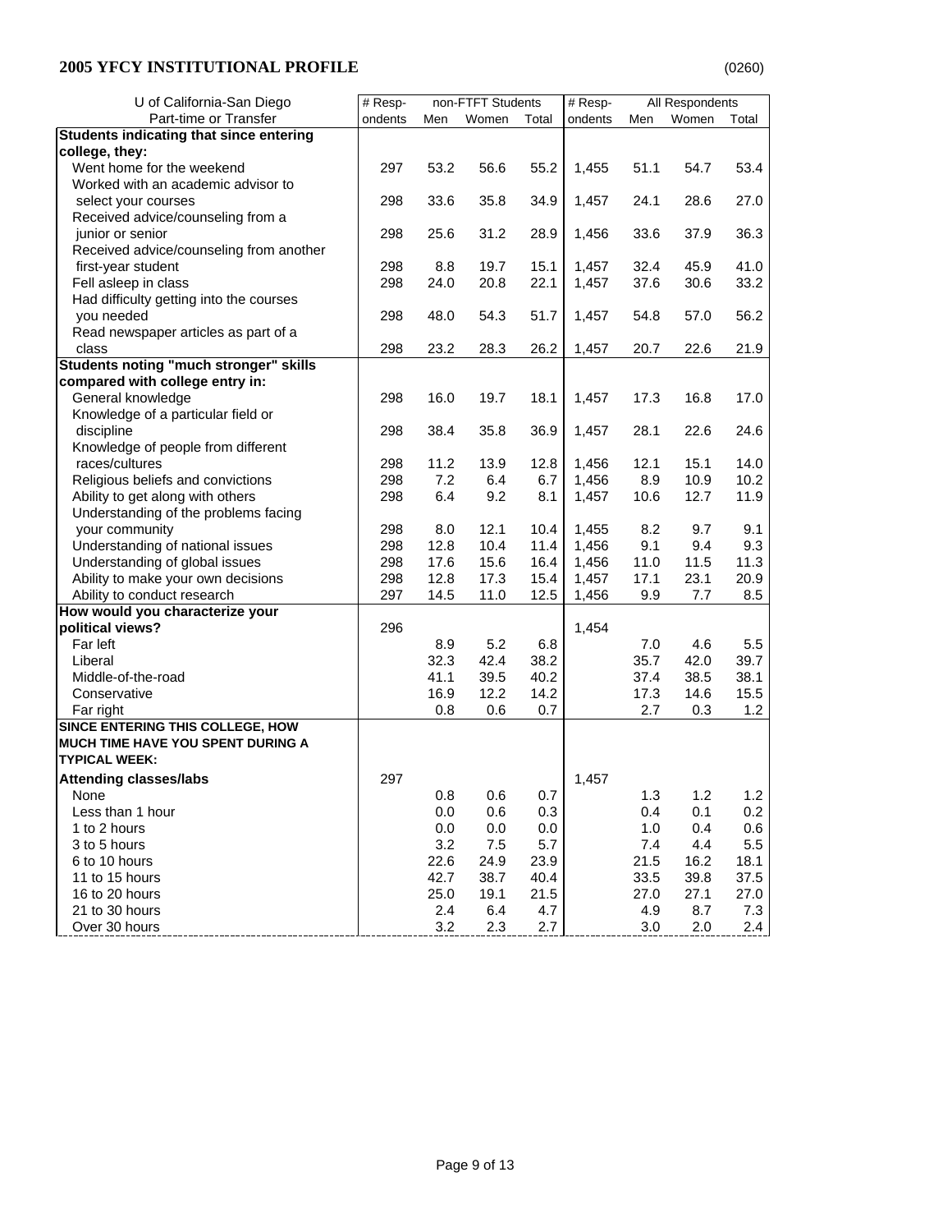## 2005 YFCY INSTITUTIONAL PROFILE

(0260)

| U of California-San Diego | # Resp- | non-FTFT Students | | | # Resp- | All Respondents | | |
|---|---|---|---|---|---|---|---|---|
| Part-time or Transfer | ondents | Men | Women | Total | ondents | Men | Women | Total |
| **Students indicating that since entering college, they:** | | | | | | | | |
| Went home for the weekend | 297 | 53.2 | 56.6 | 55.2 | 1,455 | 51.1 | 54.7 | 53.4 |
| Worked with an academic advisor to select your courses | 298 | 33.6 | 35.8 | 34.9 | 1,457 | 24.1 | 28.6 | 27.0 |
| Received advice/counseling from a junior or senior | 298 | 25.6 | 31.2 | 28.9 | 1,456 | 33.6 | 37.9 | 36.3 |
| Received advice/counseling from another first-year student | 298 | 8.8 | 19.7 | 15.1 | 1,457 | 32.4 | 45.9 | 41.0 |
| Fell asleep in class | 298 | 24.0 | 20.8 | 22.1 | 1,457 | 37.6 | 30.6 | 33.2 |
| Had difficulty getting into the courses you needed | 298 | 48.0 | 54.3 | 51.7 | 1,457 | 54.8 | 57.0 | 56.2 |
| Read newspaper articles as part of a class | 298 | 23.2 | 28.3 | 26.2 | 1,457 | 20.7 | 22.6 | 21.9 |
| **Students noting "much stronger" skills compared with college entry in:** | | | | | | | | |
| General knowledge | 298 | 16.0 | 19.7 | 18.1 | 1,457 | 17.3 | 16.8 | 17.0 |
| Knowledge of a particular field or discipline | 298 | 38.4 | 35.8 | 36.9 | 1,457 | 28.1 | 22.6 | 24.6 |
| Knowledge of people from different races/cultures | 298 | 11.2 | 13.9 | 12.8 | 1,456 | 12.1 | 15.1 | 14.0 |
| Religious beliefs and convictions | 298 | 7.2 | 6.4 | 6.7 | 1,456 | 8.9 | 10.9 | 10.2 |
| Ability to get along with others | 298 | 6.4 | 9.2 | 8.1 | 1,457 | 10.6 | 12.7 | 11.9 |
| Understanding of the problems facing your community | 298 | 8.0 | 12.1 | 10.4 | 1,455 | 8.2 | 9.7 | 9.1 |
| Understanding of national issues | 298 | 12.8 | 10.4 | 11.4 | 1,456 | 9.1 | 9.4 | 9.3 |
| Understanding of global issues | 298 | 17.6 | 15.6 | 16.4 | 1,456 | 11.0 | 11.5 | 11.3 |
| Ability to make your own decisions | 298 | 12.8 | 17.3 | 15.4 | 1,457 | 17.1 | 23.1 | 20.9 |
| Ability to conduct research | 297 | 14.5 | 11.0 | 12.5 | 1,456 | 9.9 | 7.7 | 8.5 |
| **How would you characterize your political views?** | 296 | | | | 1,454 | | | |
| Far left | | 8.9 | 5.2 | 6.8 | | 7.0 | 4.6 | 5.5 |
| Liberal | | 32.3 | 42.4 | 38.2 | | 35.7 | 42.0 | 39.7 |
| Middle-of-the-road | | 41.1 | 39.5 | 40.2 | | 37.4 | 38.5 | 38.1 |
| Conservative | | 16.9 | 12.2 | 14.2 | | 17.3 | 14.6 | 15.5 |
| Far right | | 0.8 | 0.6 | 0.7 | | 2.7 | 0.3 | 1.2 |
| **SINCE ENTERING THIS COLLEGE, HOW MUCH TIME HAVE YOU SPENT DURING A TYPICAL WEEK:** | | | | | | | | |
| **Attending classes/labs** | 297 | | | | 1,457 | | | |
| None | | 0.8 | 0.6 | 0.7 | | 1.3 | 1.2 | 1.2 |
| Less than 1 hour | | 0.0 | 0.6 | 0.3 | | 0.4 | 0.1 | 0.2 |
| 1 to 2 hours | | 0.0 | 0.0 | 0.0 | | 1.0 | 0.4 | 0.6 |
| 3 to 5 hours | | 3.2 | 7.5 | 5.7 | | 7.4 | 4.4 | 5.5 |
| 6 to 10 hours | | 22.6 | 24.9 | 23.9 | | 21.5 | 16.2 | 18.1 |
| 11 to 15 hours | | 42.7 | 38.7 | 40.4 | | 33.5 | 39.8 | 37.5 |
| 16 to 20 hours | | 25.0 | 19.1 | 21.5 | | 27.0 | 27.1 | 27.0 |
| 21 to 30 hours | | 2.4 | 6.4 | 4.7 | | 4.9 | 8.7 | 7.3 |
| Over 30 hours | | 3.2 | 2.3 | 2.7 | | 3.0 | 2.0 | 2.4 |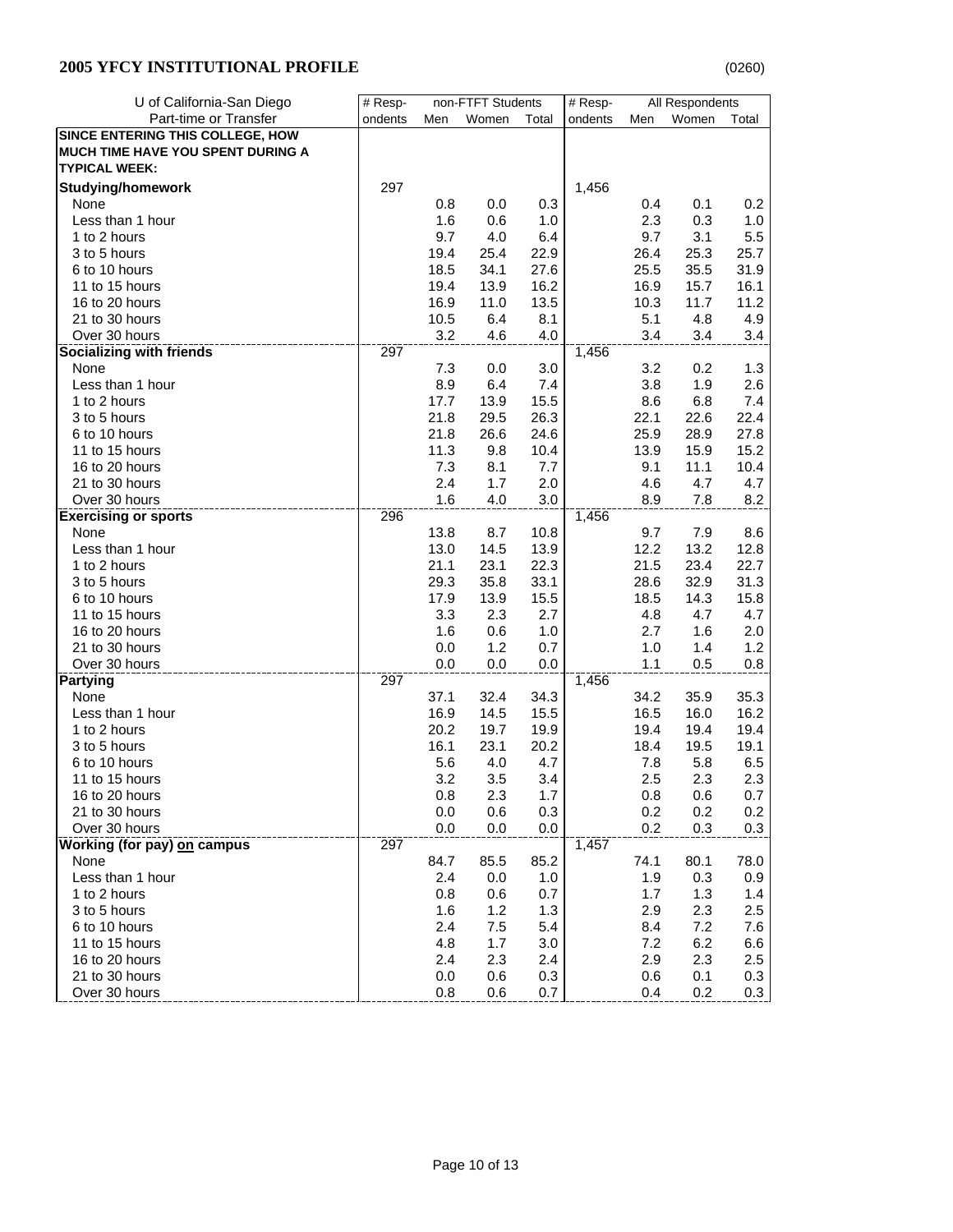## 2005 YFCY INSTITUTIONAL PROFILE

(0260)

| U of California-San Diego<br>Part-time or Transfer | # Resp-<br>ondents | non-FTFT Students<br>Men | <br>Women | <br>Total | # Resp-<br>ondents | All Respondents<br>Men | <br>Women | <br>Total |
|---|---|---|---|---|---|---|---|---|
| **SINCE ENTERING THIS COLLEGE, HOW MUCH TIME HAVE YOU SPENT DURING A TYPICAL WEEK:** | | | | | | | | |
| **Studying/homework** | 297 | | | | 1,456 | | | |
| None | | 0.8 | 0.0 | 0.3 | | 0.4 | 0.1 | 0.2 |
| Less than 1 hour | | 1.6 | 0.6 | 1.0 | | 2.3 | 0.3 | 1.0 |
| 1 to 2 hours | | 9.7 | 4.0 | 6.4 | | 9.7 | 3.1 | 5.5 |
| 3 to 5 hours | | 19.4 | 25.4 | 22.9 | | 26.4 | 25.3 | 25.7 |
| 6 to 10 hours | | 18.5 | 34.1 | 27.6 | | 25.5 | 35.5 | 31.9 |
| 11 to 15 hours | | 19.4 | 13.9 | 16.2 | | 16.9 | 15.7 | 16.1 |
| 16 to 20 hours | | 16.9 | 11.0 | 13.5 | | 10.3 | 11.7 | 11.2 |
| 21 to 30 hours | | 10.5 | 6.4 | 8.1 | | 5.1 | 4.8 | 4.9 |
| Over 30 hours | | 3.2 | 4.6 | 4.0 | | 3.4 | 3.4 | 3.4 |
| **Socializing with friends** | 297 | | | | 1,456 | | | |
| None | | 7.3 | 0.0 | 3.0 | | 3.2 | 0.2 | 1.3 |
| Less than 1 hour | | 8.9 | 6.4 | 7.4 | | 3.8 | 1.9 | 2.6 |
| 1 to 2 hours | | 17.7 | 13.9 | 15.5 | | 8.6 | 6.8 | 7.4 |
| 3 to 5 hours | | 21.8 | 29.5 | 26.3 | | 22.1 | 22.6 | 22.4 |
| 6 to 10 hours | | 21.8 | 26.6 | 24.6 | | 25.9 | 28.9 | 27.8 |
| 11 to 15 hours | | 11.3 | 9.8 | 10.4 | | 13.9 | 15.9 | 15.2 |
| 16 to 20 hours | | 7.3 | 8.1 | 7.7 | | 9.1 | 11.1 | 10.4 |
| 21 to 30 hours | | 2.4 | 1.7 | 2.0 | | 4.6 | 4.7 | 4.7 |
| Over 30 hours | | 1.6 | 4.0 | 3.0 | | 8.9 | 7.8 | 8.2 |
| **Exercising or sports** | 296 | | | | 1,456 | | | |
| None | | 13.8 | 8.7 | 10.8 | | 9.7 | 7.9 | 8.6 |
| Less than 1 hour | | 13.0 | 14.5 | 13.9 | | 12.2 | 13.2 | 12.8 |
| 1 to 2 hours | | 21.1 | 23.1 | 22.3 | | 21.5 | 23.4 | 22.7 |
| 3 to 5 hours | | 29.3 | 35.8 | 33.1 | | 28.6 | 32.9 | 31.3 |
| 6 to 10 hours | | 17.9 | 13.9 | 15.5 | | 18.5 | 14.3 | 15.8 |
| 11 to 15 hours | | 3.3 | 2.3 | 2.7 | | 4.8 | 4.7 | 4.7 |
| 16 to 20 hours | | 1.6 | 0.6 | 1.0 | | 2.7 | 1.6 | 2.0 |
| 21 to 30 hours | | 0.0 | 1.2 | 0.7 | | 1.0 | 1.4 | 1.2 |
| Over 30 hours | | 0.0 | 0.0 | 0.0 | | 1.1 | 0.5 | 0.8 |
| **Partying** | 297 | | | | 1,456 | | | |
| None | | 37.1 | 32.4 | 34.3 | | 34.2 | 35.9 | 35.3 |
| Less than 1 hour | | 16.9 | 14.5 | 15.5 | | 16.5 | 16.0 | 16.2 |
| 1 to 2 hours | | 20.2 | 19.7 | 19.9 | | 19.4 | 19.4 | 19.4 |
| 3 to 5 hours | | 16.1 | 23.1 | 20.2 | | 18.4 | 19.5 | 19.1 |
| 6 to 10 hours | | 5.6 | 4.0 | 4.7 | | 7.8 | 5.8 | 6.5 |
| 11 to 15 hours | | 3.2 | 3.5 | 3.4 | | 2.5 | 2.3 | 2.3 |
| 16 to 20 hours | | 0.8 | 2.3 | 1.7 | | 0.8 | 0.6 | 0.7 |
| 21 to 30 hours | | 0.0 | 0.6 | 0.3 | | 0.2 | 0.2 | 0.2 |
| Over 30 hours | | 0.0 | 0.0 | 0.0 | | 0.2 | 0.3 | 0.3 |
| **Working (for pay) on campus** | 297 | | | | 1,457 | | | |
| None | | 84.7 | 85.5 | 85.2 | | 74.1 | 80.1 | 78.0 |
| Less than 1 hour | | 2.4 | 0.0 | 1.0 | | 1.9 | 0.3 | 0.9 |
| 1 to 2 hours | | 0.8 | 0.6 | 0.7 | | 1.7 | 1.3 | 1.4 |
| 3 to 5 hours | | 1.6 | 1.2 | 1.3 | | 2.9 | 2.3 | 2.5 |
| 6 to 10 hours | | 2.4 | 7.5 | 5.4 | | 8.4 | 7.2 | 7.6 |
| 11 to 15 hours | | 4.8 | 1.7 | 3.0 | | 7.2 | 6.2 | 6.6 |
| 16 to 20 hours | | 2.4 | 2.3 | 2.4 | | 2.9 | 2.3 | 2.5 |
| 21 to 30 hours | | 0.0 | 0.6 | 0.3 | | 0.6 | 0.1 | 0.3 |
| Over 30 hours | | 0.8 | 0.6 | 0.7 | | 0.4 | 0.2 | 0.3 |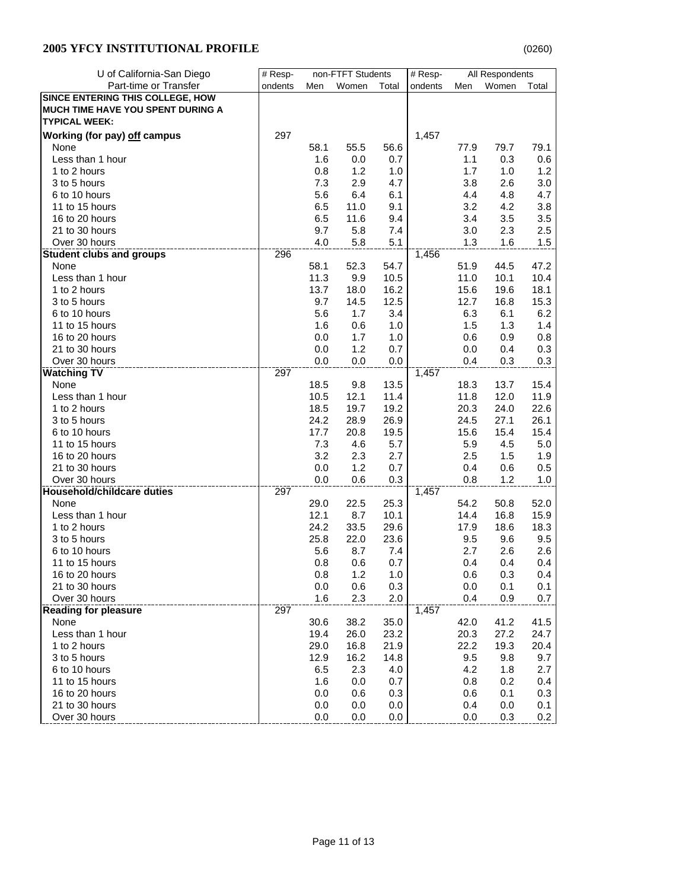## 2005 YFCY INSTITUTIONAL PROFILE

(0260)

| U of California-San Diego<br>Part-time or Transfer | # Respondents | non-FTFT Students | | | # Respondents | All Respondents | | |
|---|---|---|---|---|---|---|---|---|
| | | Men | Women | Total | | Men | Women | Total |
| **SINCE ENTERING THIS COLLEGE, HOW MUCH TIME HAVE YOU SPENT DURING A TYPICAL WEEK:** | | | | | | | | |
| **Working (for pay) off campus** | 297 | | | | 1,457 | | | |
| None | | 58.1 | 55.5 | 56.6 | | 77.9 | 79.7 | 79.1 |
| Less than 1 hour | | 1.6 | 0.0 | 0.7 | | 1.1 | 0.3 | 0.6 |
| 1 to 2 hours | | 0.8 | 1.2 | 1.0 | | 1.7 | 1.0 | 1.2 |
| 3 to 5 hours | | 7.3 | 2.9 | 4.7 | | 3.8 | 2.6 | 3.0 |
| 6 to 10 hours | | 5.6 | 6.4 | 6.1 | | 4.4 | 4.8 | 4.7 |
| 11 to 15 hours | | 6.5 | 11.0 | 9.1 | | 3.2 | 4.2 | 3.8 |
| 16 to 20 hours | | 6.5 | 11.6 | 9.4 | | 3.4 | 3.5 | 3.5 |
| 21 to 30 hours | | 9.7 | 5.8 | 7.4 | | 3.0 | 2.3 | 2.5 |
| Over 30 hours | | 4.0 | 5.8 | 5.1 | | 1.3 | 1.6 | 1.5 |
| **Student clubs and groups** | 296 | | | | 1,456 | | | |
| None | | 58.1 | 52.3 | 54.7 | | 51.9 | 44.5 | 47.2 |
| Less than 1 hour | | 11.3 | 9.9 | 10.5 | | 11.0 | 10.1 | 10.4 |
| 1 to 2 hours | | 13.7 | 18.0 | 16.2 | | 15.6 | 19.6 | 18.1 |
| 3 to 5 hours | | 9.7 | 14.5 | 12.5 | | 12.7 | 16.8 | 15.3 |
| 6 to 10 hours | | 5.6 | 1.7 | 3.4 | | 6.3 | 6.1 | 6.2 |
| 11 to 15 hours | | 1.6 | 0.6 | 1.0 | | 1.5 | 1.3 | 1.4 |
| 16 to 20 hours | | 0.0 | 1.7 | 1.0 | | 0.6 | 0.9 | 0.8 |
| 21 to 30 hours | | 0.0 | 1.2 | 0.7 | | 0.0 | 0.4 | 0.3 |
| Over 30 hours | | 0.0 | 0.0 | 0.0 | | 0.4 | 0.3 | 0.3 |
| **Watching TV** | 297 | | | | 1,457 | | | |
| None | | 18.5 | 9.8 | 13.5 | | 18.3 | 13.7 | 15.4 |
| Less than 1 hour | | 10.5 | 12.1 | 11.4 | | 11.8 | 12.0 | 11.9 |
| 1 to 2 hours | | 18.5 | 19.7 | 19.2 | | 20.3 | 24.0 | 22.6 |
| 3 to 5 hours | | 24.2 | 28.9 | 26.9 | | 24.5 | 27.1 | 26.1 |
| 6 to 10 hours | | 17.7 | 20.8 | 19.5 | | 15.6 | 15.4 | 15.4 |
| 11 to 15 hours | | 7.3 | 4.6 | 5.7 | | 5.9 | 4.5 | 5.0 |
| 16 to 20 hours | | 3.2 | 2.3 | 2.7 | | 2.5 | 1.5 | 1.9 |
| 21 to 30 hours | | 0.0 | 1.2 | 0.7 | | 0.4 | 0.6 | 0.5 |
| Over 30 hours | | 0.0 | 0.6 | 0.3 | | 0.8 | 1.2 | 1.0 |
| **Household/childcare duties** | 297 | | | | 1,457 | | | |
| None | | 29.0 | 22.5 | 25.3 | | 54.2 | 50.8 | 52.0 |
| Less than 1 hour | | 12.1 | 8.7 | 10.1 | | 14.4 | 16.8 | 15.9 |
| 1 to 2 hours | | 24.2 | 33.5 | 29.6 | | 17.9 | 18.6 | 18.3 |
| 3 to 5 hours | | 25.8 | 22.0 | 23.6 | | 9.5 | 9.6 | 9.5 |
| 6 to 10 hours | | 5.6 | 8.7 | 7.4 | | 2.7 | 2.6 | 2.6 |
| 11 to 15 hours | | 0.8 | 0.6 | 0.7 | | 0.4 | 0.4 | 0.4 |
| 16 to 20 hours | | 0.8 | 1.2 | 1.0 | | 0.6 | 0.3 | 0.4 |
| 21 to 30 hours | | 0.0 | 0.6 | 0.3 | | 0.0 | 0.1 | 0.1 |
| Over 30 hours | | 1.6 | 2.3 | 2.0 | | 0.4 | 0.9 | 0.7 |
| **Reading for pleasure** | 297 | | | | 1,457 | | | |
| None | | 30.6 | 38.2 | 35.0 | | 42.0 | 41.2 | 41.5 |
| Less than 1 hour | | 19.4 | 26.0 | 23.2 | | 20.3 | 27.2 | 24.7 |
| 1 to 2 hours | | 29.0 | 16.8 | 21.9 | | 22.2 | 19.3 | 20.4 |
| 3 to 5 hours | | 12.9 | 16.2 | 14.8 | | 9.5 | 9.8 | 9.7 |
| 6 to 10 hours | | 6.5 | 2.3 | 4.0 | | 4.2 | 1.8 | 2.7 |
| 11 to 15 hours | | 1.6 | 0.0 | 0.7 | | 0.8 | 0.2 | 0.4 |
| 16 to 20 hours | | 0.0 | 0.6 | 0.3 | | 0.6 | 0.1 | 0.3 |
| 21 to 30 hours | | 0.0 | 0.0 | 0.0 | | 0.4 | 0.0 | 0.1 |
| Over 30 hours | | 0.0 | 0.0 | 0.0 | | 0.0 | 0.3 | 0.2 |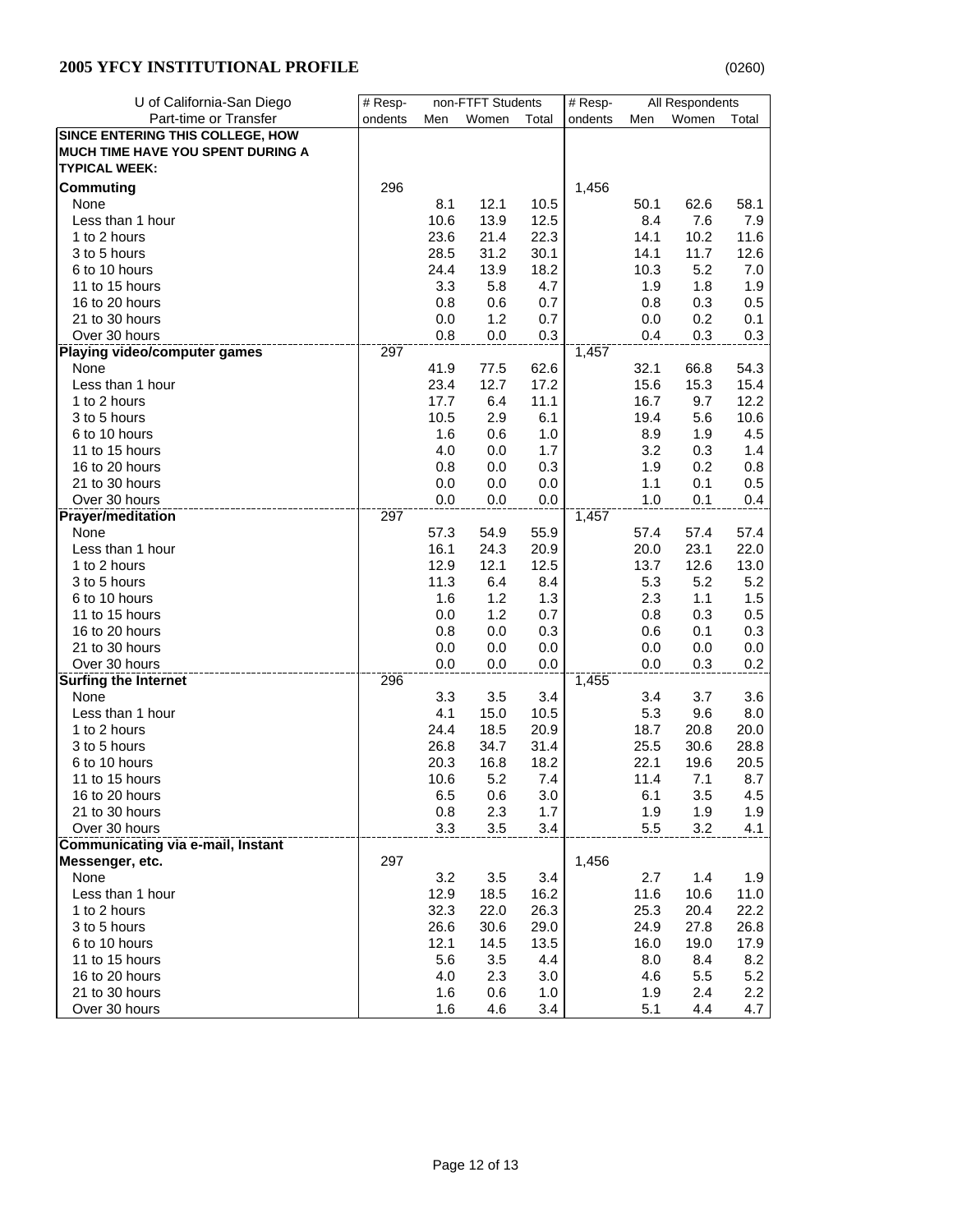## 2005 YFCY INSTITUTIONAL PROFILE

(0260)

| U of California-San Diego | # Resp- | non-FTFT Students | | | # Resp- | All Respondents | | |
|---|---|---|---|---|---|---|---|---|
| Part-time or Transfer | ondents | Men | Women | Total | ondents | Men | Women | Total |
| **SINCE ENTERING THIS COLLEGE, HOW MUCH TIME HAVE YOU SPENT DURING A TYPICAL WEEK:** | | | | | | | | |
| **Commuting** | 296 | | | | 1,456 | | | |
| None | | 8.1 | 12.1 | 10.5 | | 50.1 | 62.6 | 58.1 |
| Less than 1 hour | | 10.6 | 13.9 | 12.5 | | 8.4 | 7.6 | 7.9 |
| 1 to 2 hours | | 23.6 | 21.4 | 22.3 | | 14.1 | 10.2 | 11.6 |
| 3 to 5 hours | | 28.5 | 31.2 | 30.1 | | 14.1 | 11.7 | 12.6 |
| 6 to 10 hours | | 24.4 | 13.9 | 18.2 | | 10.3 | 5.2 | 7.0 |
| 11 to 15 hours | | 3.3 | 5.8 | 4.7 | | 1.9 | 1.8 | 1.9 |
| 16 to 20 hours | | 0.8 | 0.6 | 0.7 | | 0.8 | 0.3 | 0.5 |
| 21 to 30 hours | | 0.0 | 1.2 | 0.7 | | 0.0 | 0.2 | 0.1 |
| Over 30 hours | | 0.8 | 0.0 | 0.3 | | 0.4 | 0.3 | 0.3 |
| **Playing video/computer games** | 297 | | | | 1,457 | | | |
| None | | 41.9 | 77.5 | 62.6 | | 32.1 | 66.8 | 54.3 |
| Less than 1 hour | | 23.4 | 12.7 | 17.2 | | 15.6 | 15.3 | 15.4 |
| 1 to 2 hours | | 17.7 | 6.4 | 11.1 | | 16.7 | 9.7 | 12.2 |
| 3 to 5 hours | | 10.5 | 2.9 | 6.1 | | 19.4 | 5.6 | 10.6 |
| 6 to 10 hours | | 1.6 | 0.6 | 1.0 | | 8.9 | 1.9 | 4.5 |
| 11 to 15 hours | | 4.0 | 0.0 | 1.7 | | 3.2 | 0.3 | 1.4 |
| 16 to 20 hours | | 0.8 | 0.0 | 0.3 | | 1.9 | 0.2 | 0.8 |
| 21 to 30 hours | | 0.0 | 0.0 | 0.0 | | 1.1 | 0.1 | 0.5 |
| Over 30 hours | | 0.0 | 0.0 | 0.0 | | 1.0 | 0.1 | 0.4 |
| **Prayer/meditation** | 297 | | | | 1,457 | | | |
| None | | 57.3 | 54.9 | 55.9 | | 57.4 | 57.4 | 57.4 |
| Less than 1 hour | | 16.1 | 24.3 | 20.9 | | 20.0 | 23.1 | 22.0 |
| 1 to 2 hours | | 12.9 | 12.1 | 12.5 | | 13.7 | 12.6 | 13.0 |
| 3 to 5 hours | | 11.3 | 6.4 | 8.4 | | 5.3 | 5.2 | 5.2 |
| 6 to 10 hours | | 1.6 | 1.2 | 1.3 | | 2.3 | 1.1 | 1.5 |
| 11 to 15 hours | | 0.0 | 1.2 | 0.7 | | 0.8 | 0.3 | 0.5 |
| 16 to 20 hours | | 0.8 | 0.0 | 0.3 | | 0.6 | 0.1 | 0.3 |
| 21 to 30 hours | | 0.0 | 0.0 | 0.0 | | 0.0 | 0.0 | 0.0 |
| Over 30 hours | | 0.0 | 0.0 | 0.0 | | 0.0 | 0.3 | 0.2 |
| **Surfing the Internet** | 296 | | | | 1,455 | | | |
| None | | 3.3 | 3.5 | 3.4 | | 3.4 | 3.7 | 3.6 |
| Less than 1 hour | | 4.1 | 15.0 | 10.5 | | 5.3 | 9.6 | 8.0 |
| 1 to 2 hours | | 24.4 | 18.5 | 20.9 | | 18.7 | 20.8 | 20.0 |
| 3 to 5 hours | | 26.8 | 34.7 | 31.4 | | 25.5 | 30.6 | 28.8 |
| 6 to 10 hours | | 20.3 | 16.8 | 18.2 | | 22.1 | 19.6 | 20.5 |
| 11 to 15 hours | | 10.6 | 5.2 | 7.4 | | 11.4 | 7.1 | 8.7 |
| 16 to 20 hours | | 6.5 | 0.6 | 3.0 | | 6.1 | 3.5 | 4.5 |
| 21 to 30 hours | | 0.8 | 2.3 | 1.7 | | 1.9 | 1.9 | 1.9 |
| Over 30 hours | | 3.3 | 3.5 | 3.4 | | 5.5 | 3.2 | 4.1 |
| **Communicating via e-mail, Instant Messenger, etc.** | 297 | | | | 1,456 | | | |
| None | | 3.2 | 3.5 | 3.4 | | 2.7 | 1.4 | 1.9 |
| Less than 1 hour | | 12.9 | 18.5 | 16.2 | | 11.6 | 10.6 | 11.0 |
| 1 to 2 hours | | 32.3 | 22.0 | 26.3 | | 25.3 | 20.4 | 22.2 |
| 3 to 5 hours | | 26.6 | 30.6 | 29.0 | | 24.9 | 27.8 | 26.8 |
| 6 to 10 hours | | 12.1 | 14.5 | 13.5 | | 16.0 | 19.0 | 17.9 |
| 11 to 15 hours | | 5.6 | 3.5 | 4.4 | | 8.0 | 8.4 | 8.2 |
| 16 to 20 hours | | 4.0 | 2.3 | 3.0 | | 4.6 | 5.5 | 5.2 |
| 21 to 30 hours | | 1.6 | 0.6 | 1.0 | | 1.9 | 2.4 | 2.2 |
| Over 30 hours | | 1.6 | 4.6 | 3.4 | | 5.1 | 4.4 | 4.7 |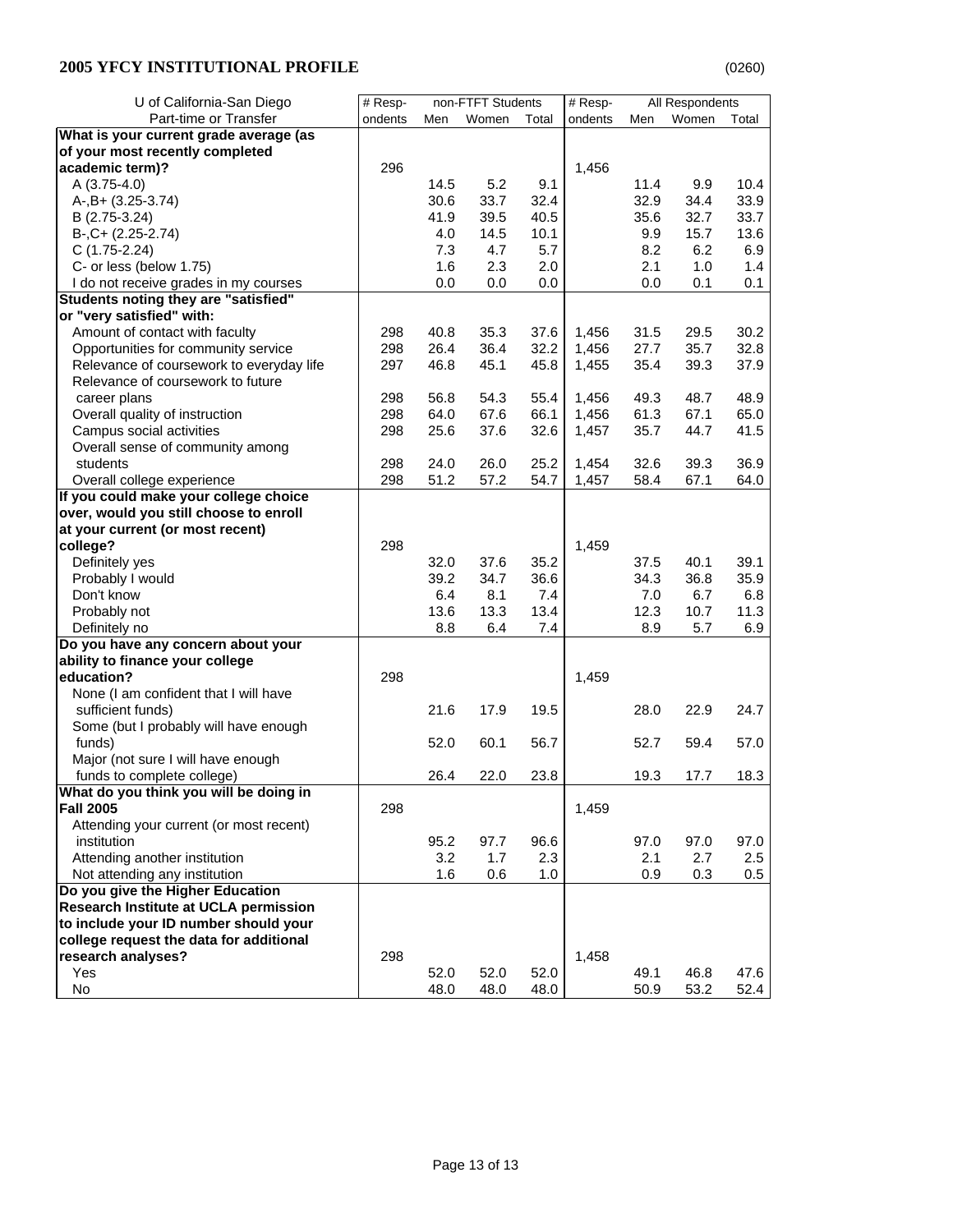**2005 YFCY INSTITUTIONAL PROFILE** (0260)

| U of California-San Diego Part-time or Transfer | # Respondents | non-FTFT Students Men | Women | Total | # Respondents | All Respondents Men | Women | Total |
|---|---|---|---|---|---|---|---|---|
| **What is your current grade average (as of your most recently completed academic term)?** | 296 | | | | 1,456 | | | |
| A (3.75-4.0) | | 14.5 | 5.2 | 9.1 | | 11.4 | 9.9 | 10.4 |
| A-,B+ (3.25-3.74) | | 30.6 | 33.7 | 32.4 | | 32.9 | 34.4 | 33.9 |
| B (2.75-3.24) | | 41.9 | 39.5 | 40.5 | | 35.6 | 32.7 | 33.7 |
| B-,C+ (2.25-2.74) | | 4.0 | 14.5 | 10.1 | | 9.9 | 15.7 | 13.6 |
| C (1.75-2.24) | | 7.3 | 4.7 | 5.7 | | 8.2 | 6.2 | 6.9 |
| C- or less (below 1.75) | | 1.6 | 2.3 | 2.0 | | 2.1 | 1.0 | 1.4 |
| I do not receive grades in my courses | | 0.0 | 0.0 | 0.0 | | 0.0 | 0.1 | 0.1 |
| **Students noting they are "satisfied" or "very satisfied" with:** | | | | | | | | |
| Amount of contact with faculty | 298 | 40.8 | 35.3 | 37.6 | 1,456 | 31.5 | 29.5 | 30.2 |
| Opportunities for community service | 298 | 26.4 | 36.4 | 32.2 | 1,456 | 27.7 | 35.7 | 32.8 |
| Relevance of coursework to everyday life | 297 | 46.8 | 45.1 | 45.8 | 1,455 | 35.4 | 39.3 | 37.9 |
| Relevance of coursework to future career plans | 298 | 56.8 | 54.3 | 55.4 | 1,456 | 49.3 | 48.7 | 48.9 |
| Overall quality of instruction | 298 | 64.0 | 67.6 | 66.1 | 1,456 | 61.3 | 67.1 | 65.0 |
| Campus social activities | 298 | 25.6 | 37.6 | 32.6 | 1,457 | 35.7 | 44.7 | 41.5 |
| Overall sense of community among students | 298 | 24.0 | 26.0 | 25.2 | 1,454 | 32.6 | 39.3 | 36.9 |
| Overall college experience | 298 | 51.2 | 57.2 | 54.7 | 1,457 | 58.4 | 67.1 | 64.0 |
| **If you could make your college choice over, would you still choose to enroll at your current (or most recent) college?** | 298 | | | | 1,459 | | | |
| Definitely yes | | 32.0 | 37.6 | 35.2 | | 37.5 | 40.1 | 39.1 |
| Probably I would | | 39.2 | 34.7 | 36.6 | | 34.3 | 36.8 | 35.9 |
| Don't know | | 6.4 | 8.1 | 7.4 | | 7.0 | 6.7 | 6.8 |
| Probably not | | 13.6 | 13.3 | 13.4 | | 12.3 | 10.7 | 11.3 |
| Definitely no | | 8.8 | 6.4 | 7.4 | | 8.9 | 5.7 | 6.9 |
| **Do you have any concern about your ability to finance your college education?** | 298 | | | | 1,459 | | | |
| None (I am confident that I will have sufficient funds) | | 21.6 | 17.9 | 19.5 | | 28.0 | 22.9 | 24.7 |
| Some (but I probably will have enough funds) | | 52.0 | 60.1 | 56.7 | | 52.7 | 59.4 | 57.0 |
| Major (not sure I will have enough funds to complete college) | | 26.4 | 22.0 | 23.8 | | 19.3 | 17.7 | 18.3 |
| **What do you think you will be doing in Fall 2005** | 298 | | | | 1,459 | | | |
| Attending your current (or most recent) institution | | 95.2 | 97.7 | 96.6 | | 97.0 | 97.0 | 97.0 |
| Attending another institution | | 3.2 | 1.7 | 2.3 | | 2.1 | 2.7 | 2.5 |
| Not attending any institution | | 1.6 | 0.6 | 1.0 | | 0.9 | 0.3 | 0.5 |
| **Do you give the Higher Education Research Institute at UCLA permission to include your ID number should your college request the data for additional research analyses?** | 298 | | | | 1,458 | | | |
| Yes | | 52.0 | 52.0 | 52.0 | | 49.1 | 46.8 | 47.6 |
| No | | 48.0 | 48.0 | 48.0 | | 50.9 | 53.2 | 52.4 |